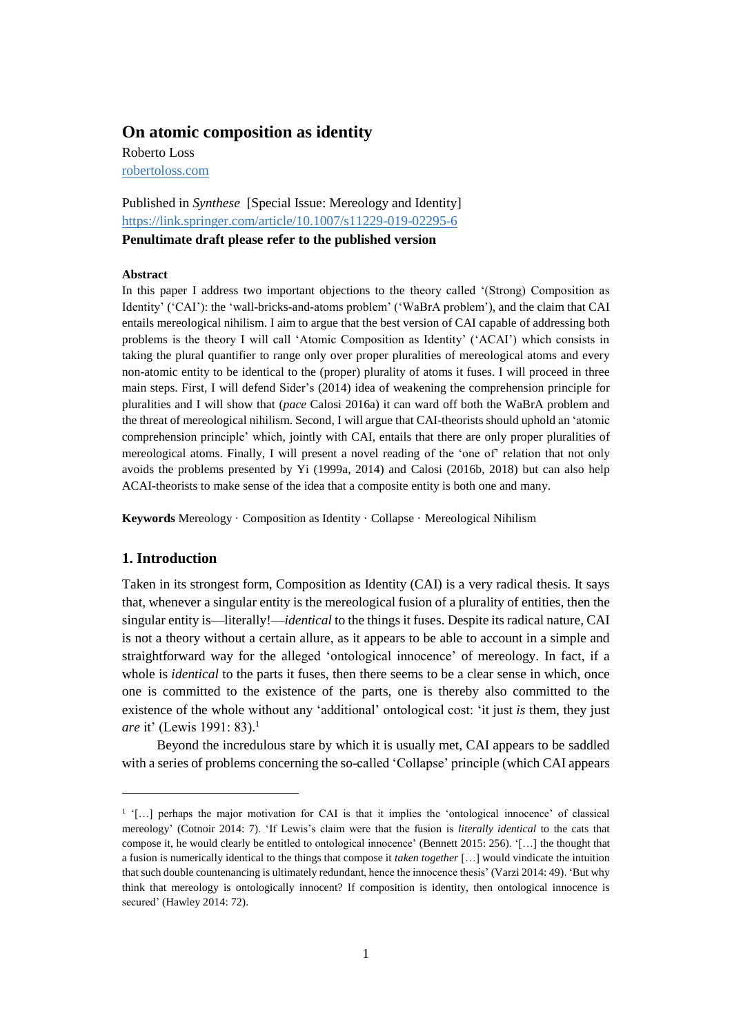# On atomic composition as identity

Roberto Loss

robertoloss.com

Published in *Synthese* [Special Issue: Mereology and Identity]

https://link.springer.com/article/10.1007/s11229-019-02295-6

**Penultimate draft please refer to the published version**

### Abstract

In this paper I address two important objections to the theory called '(Strong) Composition as Identity' ('CAI'): the 'wall-bricks-and-atoms problem' ('WaBrA problem'), and the claim that CAI entails mereological nihilism. I aim to argue that the best version of CAI capable of addressing both problems is the theory I will call 'Atomic Composition as Identity' ('ACAI') which consists in taking the plural quantifier to range only over proper pluralities of mereological atoms and every non-atomic entity to be identical to the (proper) plurality of atoms it fuses. I will proceed in three main steps. First, I will defend Sider's (2014) idea of weakening the comprehension principle for pluralities and I will show that (*pace* Calosi 2016a) it can ward off both the WaBrA problem and the threat of mereological nihilism. Second, I will argue that CAI-theorists should uphold an 'atomic comprehension principle' which, jointly with CAI, entails that there are only proper pluralities of mereological atoms. Finally, I will present a novel reading of the 'one of' relation that not only avoids the problems presented by Yi (1999a, 2014) and Calosi (2016b, 2018) but can also help ACAI-theorists to make sense of the idea that a composite entity is both one and many.

**Keywords** Mereology · Composition as Identity · Collapse · Mereological Nihilism

## 1. Introduction

Taken in its strongest form, Composition as Identity (CAI) is a very radical thesis. It says that, whenever a singular entity is the mereological fusion of a plurality of entities, then the singular entity is—literally!—*identical* to the things it fuses. Despite its radical nature, CAI is not a theory without a certain allure, as it appears to be able to account in a simple and straightforward way for the alleged 'ontological innocence' of mereology. In fact, if a whole is *identical* to the parts it fuses, then there seems to be a clear sense in which, once one is committed to the existence of the parts, one is thereby also committed to the existence of the whole without any 'additional' ontological cost: 'it just *is* them, they just *are* it' (Lewis 1991: 83).[1]

Beyond the incredulous stare by which it is usually met, CAI appears to be saddled with a series of problems concerning the so-called 'Collapse' principle (which CAI appears

---

[1] '[…] perhaps the major motivation for CAI is that it implies the 'ontological innocence' of classical mereology' (Cotnoir 2014: 7). 'If Lewis's claim were that the fusion is *literally identical* to the cats that compose it, he would clearly be entitled to ontological innocence' (Bennett 2015: 256). '[…] the thought that a fusion is numerically identical to the things that compose it *taken together* […] would vindicate the intuition that such double countenancing is ultimately redundant, hence the innocence thesis' (Varzi 2014: 49). 'But why think that mereology is ontologically innocent? If composition is identity, then ontological innocence is secured' (Hawley 2014: 72).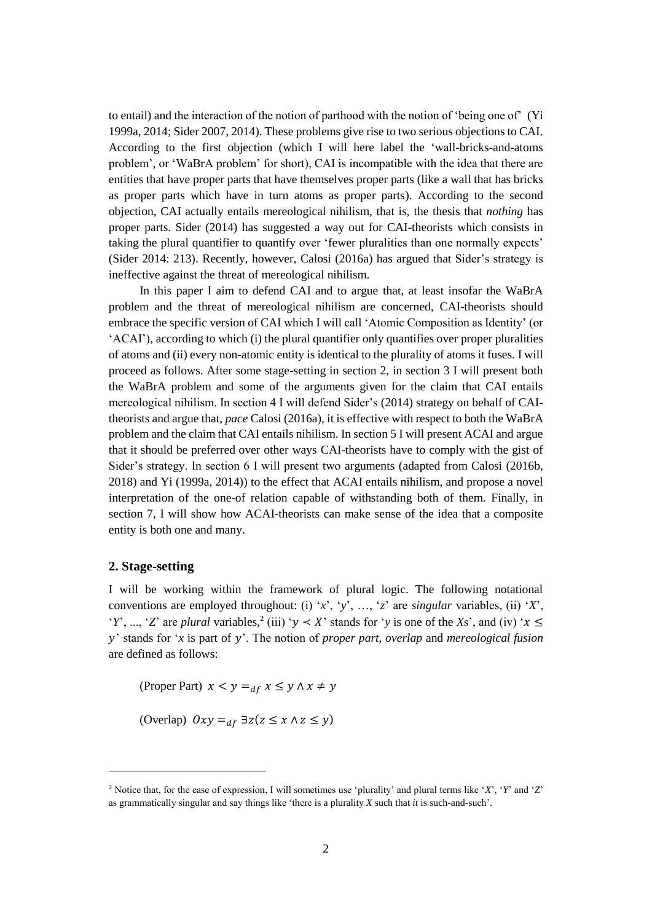to entail) and the interaction of the notion of parthood with the notion of 'being one of' (Yi 1999a, 2014; Sider 2007, 2014). These problems give rise to two serious objections to CAI. According to the first objection (which I will here label the 'wall-bricks-and-atoms problem', or 'WaBrA problem' for short), CAI is incompatible with the idea that there are entities that have proper parts that have themselves proper parts (like a wall that has bricks as proper parts which have in turn atoms as proper parts). According to the second objection, CAI actually entails mereological nihilism, that is, the thesis that *nothing* has proper parts. Sider (2014) has suggested a way out for CAI-theorists which consists in taking the plural quantifier to quantify over 'fewer pluralities than one normally expects' (Sider 2014: 213). Recently, however, Calosi (2016a) has argued that Sider's strategy is ineffective against the threat of mereological nihilism.

In this paper I aim to defend CAI and to argue that, at least insofar the WaBrA problem and the threat of mereological nihilism are concerned, CAI-theorists should embrace the specific version of CAI which I will call 'Atomic Composition as Identity' (or 'ACAI'), according to which (i) the plural quantifier only quantifies over proper pluralities of atoms and (ii) every non-atomic entity is identical to the plurality of atoms it fuses. I will proceed as follows. After some stage-setting in section 2, in section 3 I will present both the WaBrA problem and some of the arguments given for the claim that CAI entails mereological nihilism. In section 4 I will defend Sider's (2014) strategy on behalf of CAI-theorists and argue that, *pace* Calosi (2016a), it is effective with respect to both the WaBrA problem and the claim that CAI entails nihilism. In section 5 I will present ACAI and argue that it should be preferred over other ways CAI-theorists have to comply with the gist of Sider's strategy. In section 6 I will present two arguments (adapted from Calosi (2016b, 2018) and Yi (1999a, 2014)) to the effect that ACAI entails nihilism, and propose a novel interpretation of the one-of relation capable of withstanding both of them. Finally, in section 7, I will show how ACAI-theorists can make sense of the idea that a composite entity is both one and many.

## 2. Stage-setting

I will be working within the framework of plural logic. The following notational conventions are employed throughout: (i) '$x$', '$y$', ..., '$z$' are *singular* variables, (ii) '$X$', '$Y$', ..., '$Z$' are *plural* variables,[2] (iii) '$y \prec X$' stands for '$y$ is one of the $X$s', and (iv) '$x \leq y$' stands for '$x$ is part of $y$'. The notion of *proper part*, *overlap* and *mereological fusion* are defined as follows:

(Proper Part) $x < y =_{df} x \leq y \land x \neq y$

(Overlap) $Oxy =_{df} \exists z(z \leq x \land z \leq y)$

[2] Notice that, for the ease of expression, I will sometimes use 'plurality' and plural terms like '$X$', '$Y$' and '$Z$' as grammatically singular and say things like 'there is a plurality $X$ such that *it* is such-and-such'.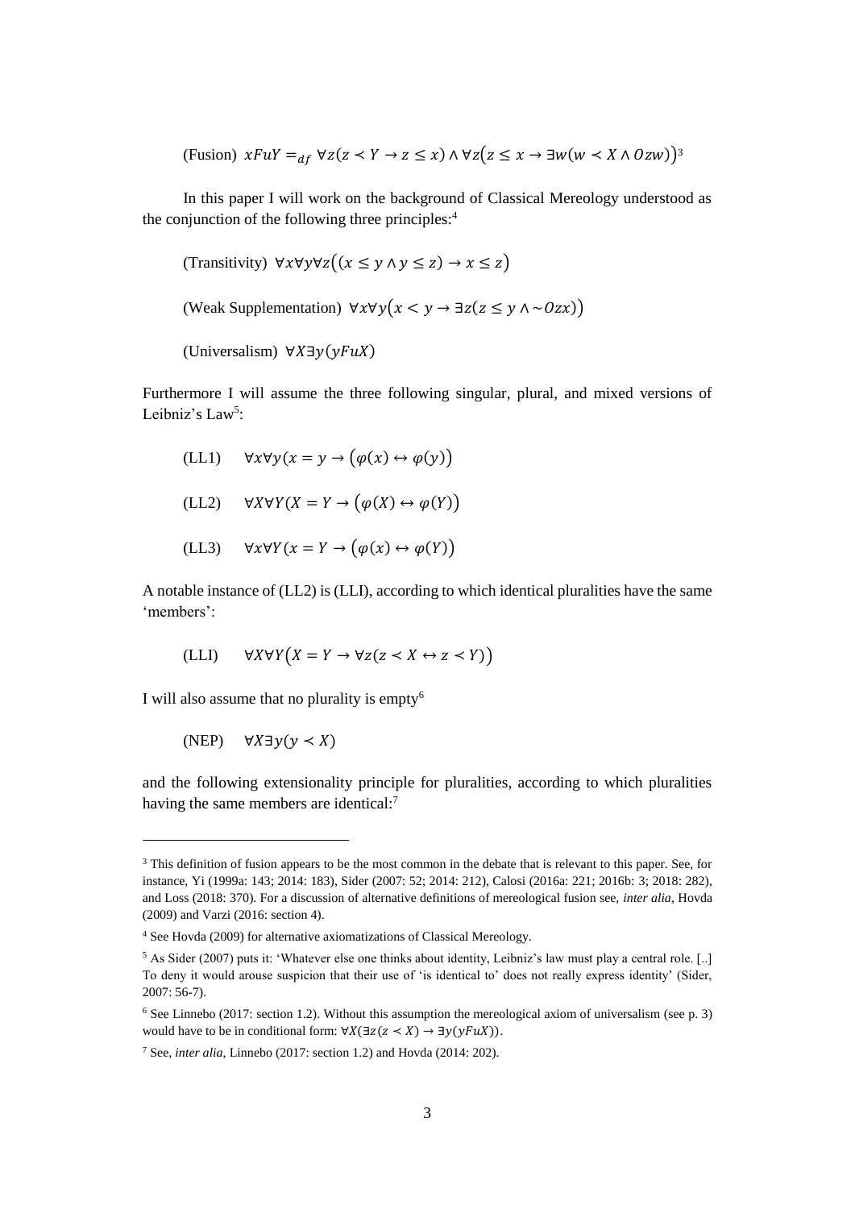(Fusion) $xFuY =_{df} \forall z(z \prec Y \rightarrow z \leq x) \land \forall z\big(z \leq x \rightarrow \exists w(w \prec X \land Ozw)\big)$[3]

In this paper I will work on the background of Classical Mereology understood as the conjunction of the following three principles:[4]

(Transitivity) $\forall x \forall y \forall z\big((x \leq y \land y \leq z) \rightarrow x \leq z\big)$

(Weak Supplementation) $\forall x \forall y\big(x < y \rightarrow \exists z(z \leq y \land \sim Ozx)\big)$

(Universalism) $\forall X \exists y(yFuX)$

Furthermore I will assume the three following singular, plural, and mixed versions of Leibniz's Law[5]:

(LL1) $\quad \forall x \forall y\big(x = y \rightarrow (\varphi(x) \leftrightarrow \varphi(y))\big)$

(LL2) $\quad \forall X \forall Y\big(X = Y \rightarrow (\varphi(X) \leftrightarrow \varphi(Y))\big)$

(LL3) $\quad \forall x \forall Y\big(x = Y \rightarrow (\varphi(x) \leftrightarrow \varphi(Y))\big)$

A notable instance of (LL2) is (LLI), according to which identical pluralities have the same 'members':

(LLI) $\quad \forall X \forall Y\big(X = Y \rightarrow \forall z(z \prec X \leftrightarrow z \prec Y)\big)$

I will also assume that no plurality is empty[6]

(NEP) $\quad \forall X \exists y(y \prec X)$

and the following extensionality principle for pluralities, according to which pluralities having the same members are identical:[7]

---

[3] This definition of fusion appears to be the most common in the debate that is relevant to this paper. See, for instance, Yi (1999a: 143; 2014: 183), Sider (2007: 52; 2014: 212), Calosi (2016a: 221; 2016b: 3; 2018: 282), and Loss (2018: 370). For a discussion of alternative definitions of mereological fusion see, *inter alia*, Hovda (2009) and Varzi (2016: section 4).

[4] See Hovda (2009) for alternative axiomatizations of Classical Mereology.

[5] As Sider (2007) puts it: 'Whatever else one thinks about identity, Leibniz's law must play a central role. [..] To deny it would arouse suspicion that their use of 'is identical to' does not really express identity' (Sider, 2007: 56-7).

[6] See Linnebo (2017: section 1.2). Without this assumption the mereological axiom of universalism (see p. 3) would have to be in conditional form: $\forall X(\exists z(z \prec X) \rightarrow \exists y(yFuX))$.

[7] See, *inter alia*, Linnebo (2017: section 1.2) and Hovda (2014: 202).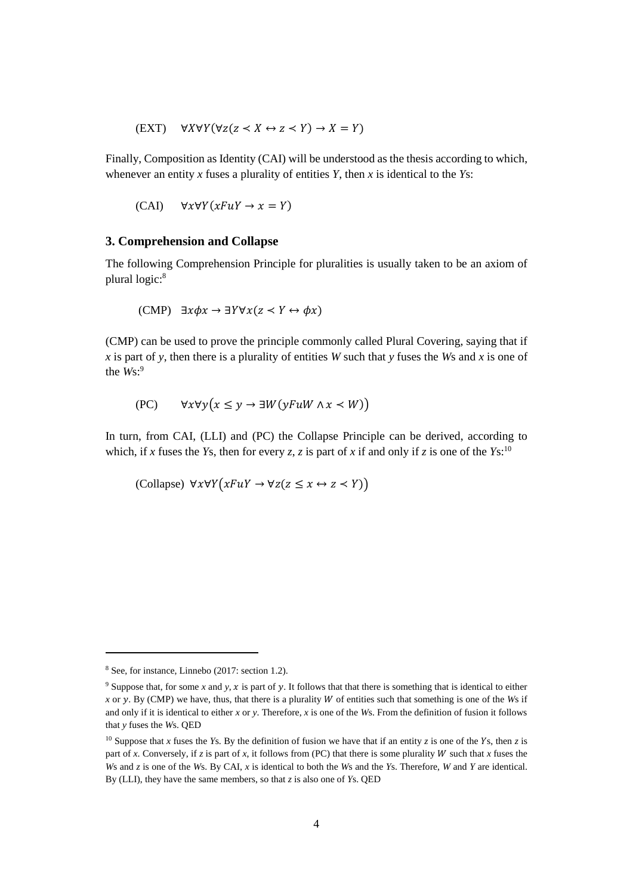(EXT) $\forall X \forall Y(\forall z(z \prec X \leftrightarrow z \prec Y) \rightarrow X = Y)$

Finally, Composition as Identity (CAI) will be understood as the thesis according to which, whenever an entity $x$ fuses a plurality of entities $Y$, then $x$ is identical to the $Y$s:

(CAI) $\forall x \forall Y(xFuY \rightarrow x = Y)$

### 3. Comprehension and Collapse

The following Comprehension Principle for pluralities is usually taken to be an axiom of plural logic:[8]

(CMP) $\exists x \phi x \rightarrow \exists Y \forall x(z \prec Y \leftrightarrow \phi x)$

(CMP) can be used to prove the principle commonly called Plural Covering, saying that if $x$ is part of $y$, then there is a plurality of entities $W$ such that $y$ fuses the $W$s and $x$ is one of the $W$s:[9]

(PC) $\forall x \forall y(x \leq y \rightarrow \exists W(yFuW \wedge x \prec W))$

In turn, from CAI, (LLI) and (PC) the Collapse Principle can be derived, according to which, if $x$ fuses the $Y$s, then for every $z$, $z$ is part of $x$ if and only if $z$ is one of the $Y$s:[10]

(Collapse) $\forall x \forall Y(xFuY \rightarrow \forall z(z \leq x \leftrightarrow z \prec Y))$

---

[8] See, for instance, Linnebo (2017: section 1.2).

[9] Suppose that, for some $x$ and $y$, $x$ is part of $y$. It follows that that there is something that is identical to either $x$ or $y$. By (CMP) we have, thus, that there is a plurality $W$ of entities such that something is one of the $W$s if and only if it is identical to either $x$ or $y$. Therefore, $x$ is one of the $W$s. From the definition of fusion it follows that $y$ fuses the $W$s. QED

[10] Suppose that $x$ fuses the $Y$s. By the definition of fusion we have that if an entity $z$ is one of the $Y$s, then $z$ is part of $x$. Conversely, if $z$ is part of $x$, it follows from (PC) that there is some plurality $W$ such that $x$ fuses the $W$s and $z$ is one of the $W$s. By CAI, $x$ is identical to both the $W$s and the $Y$s. Therefore, $W$ and $Y$ are identical. By (LLI), they have the same members, so that $z$ is also one of $Y$s. QED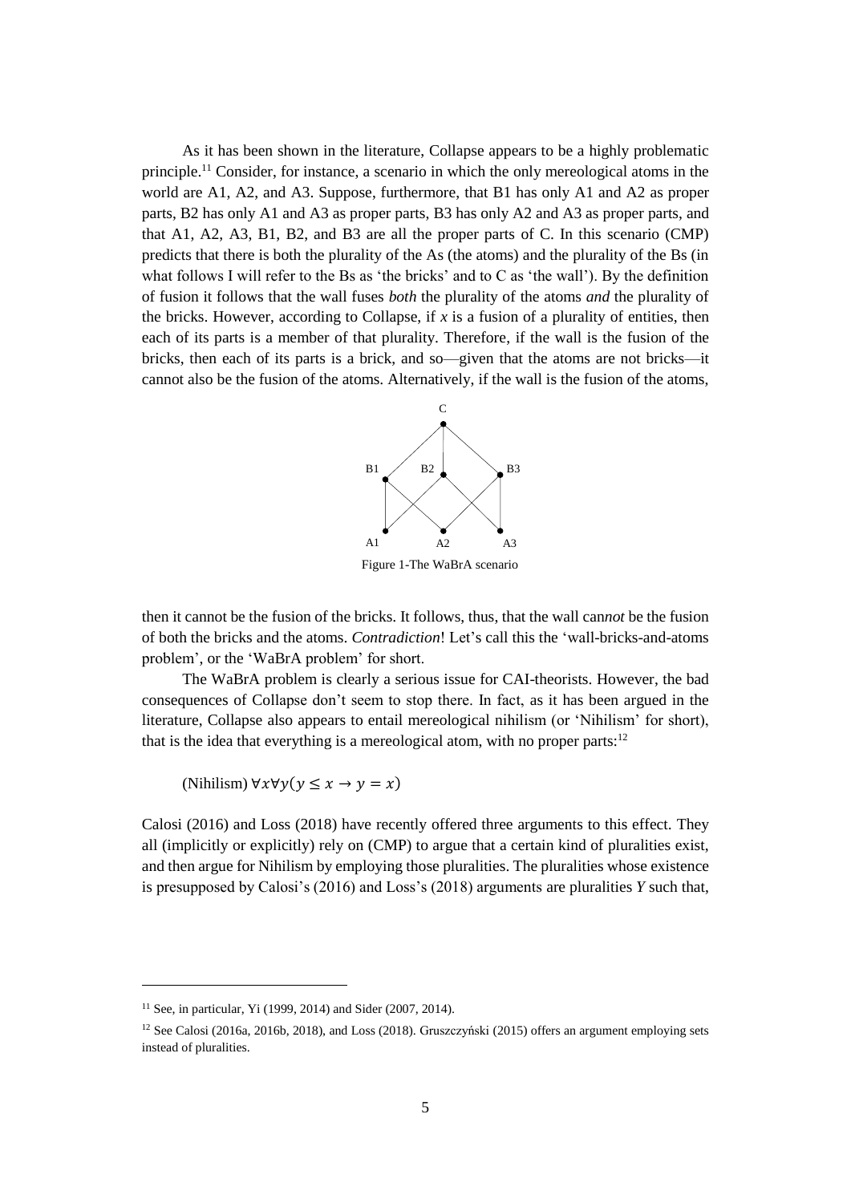As it has been shown in the literature, Collapse appears to be a highly problematic principle.[11] Consider, for instance, a scenario in which the only mereological atoms in the world are A1, A2, and A3. Suppose, furthermore, that B1 has only A1 and A2 as proper parts, B2 has only A1 and A3 as proper parts, B3 has only A2 and A3 as proper parts, and that A1, A2, A3, B1, B2, and B3 are all the proper parts of C. In this scenario (CMP) predicts that there is both the plurality of the As (the atoms) and the plurality of the Bs (in what follows I will refer to the Bs as 'the bricks' and to C as 'the wall'). By the definition of fusion it follows that the wall fuses *both* the plurality of the atoms *and* the plurality of the bricks. However, according to Collapse, if $x$ is a fusion of a plurality of entities, then each of its parts is a member of that plurality. Therefore, if the wall is the fusion of the bricks, then each of its parts is a brick, and so—given that the atoms are not bricks—it cannot also be the fusion of the atoms. Alternatively, if the wall is the fusion of the atoms,

Figure 1-The WaBrA scenario

then it cannot be the fusion of the bricks. It follows, thus, that the wall can*not* be the fusion of both the bricks and the atoms. *Contradiction*! Let's call this the 'wall-bricks-and-atoms problem', or the 'WaBrA problem' for short.

The WaBrA problem is clearly a serious issue for CAI-theorists. However, the bad consequences of Collapse don't seem to stop there. In fact, as it has been argued in the literature, Collapse also appears to entail mereological nihilism (or 'Nihilism' for short), that is the idea that everything is a mereological atom, with no proper parts:[12]

(Nihilism) $\forall x \forall y (y \leq x \rightarrow y = x)$

Calosi (2016) and Loss (2018) have recently offered three arguments to this effect. They all (implicitly or explicitly) rely on (CMP) to argue that a certain kind of pluralities exist, and then argue for Nihilism by employing those pluralities. The pluralities whose existence is presupposed by Calosi's (2016) and Loss's (2018) arguments are pluralities $Y$ such that,

---

[11] See, in particular, Yi (1999, 2014) and Sider (2007, 2014).

[12] See Calosi (2016a, 2016b, 2018), and Loss (2018). Gruszczyński (2015) offers an argument employing sets instead of pluralities.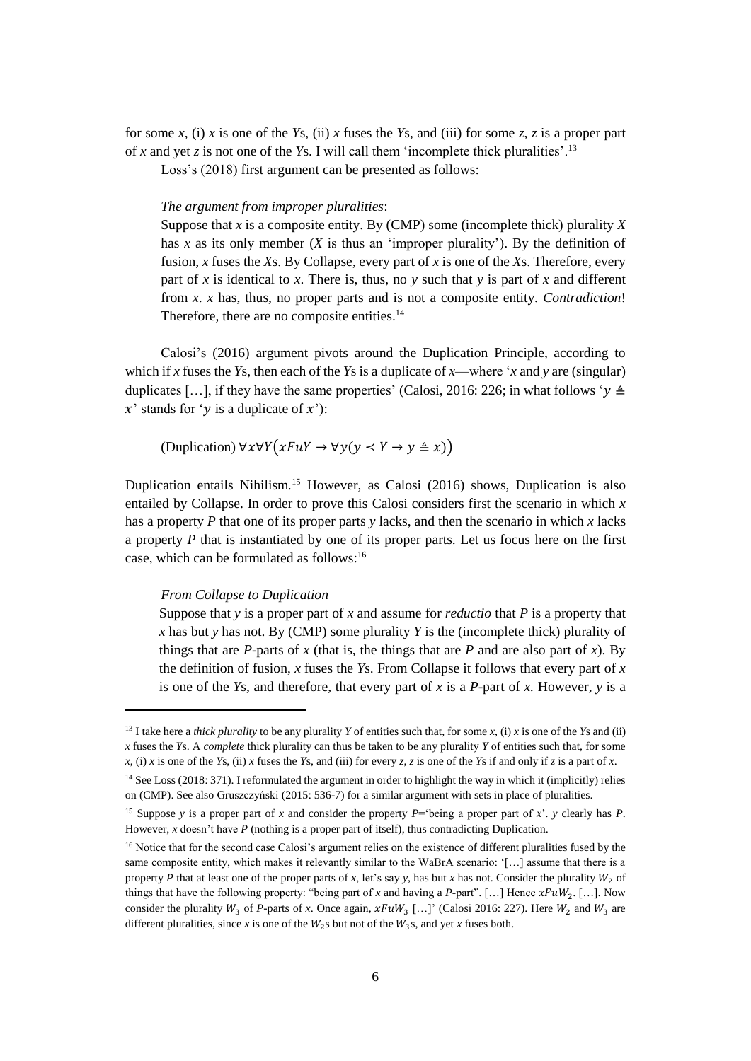for some *x*, (i) *x* is one of the *Y*s, (ii) *x* fuses the *Y*s, and (iii) for some *z*, *z* is a proper part of *x* and yet *z* is not one of the *Y*s. I will call them 'incomplete thick pluralities'.[13]

Loss's (2018) first argument can be presented as follows:

> *The argument from improper pluralities*:
> Suppose that *x* is a composite entity. By (CMP) some (incomplete thick) plurality *X* has *x* as its only member (*X* is thus an 'improper plurality'). By the definition of fusion, *x* fuses the *X*s. By Collapse, every part of *x* is one of the *X*s. Therefore, every part of *x* is identical to *x*. There is, thus, no *y* such that *y* is part of *x* and different from *x*. *x* has, thus, no proper parts and is not a composite entity. *Contradiction*! Therefore, there are no composite entities.[14]

Calosi's (2016) argument pivots around the Duplication Principle, according to which if *x* fuses the *Y*s, then each of the *Y*s is a duplicate of *x*—where '*x* and *y* are (singular) duplicates […], if they have the same properties' (Calosi, 2016: 226; in what follows '$y \triangleq x$' stands for '$y$ is a duplicate of $x$'):

> (Duplication) $\forall x \forall Y \big(xFuY \rightarrow \forall y (y \prec Y \rightarrow y \triangleq x)\big)$

Duplication entails Nihilism.[15] However, as Calosi (2016) shows, Duplication is also entailed by Collapse. In order to prove this Calosi considers first the scenario in which *x* has a property *P* that one of its proper parts *y* lacks, and then the scenario in which *x* lacks a property *P* that is instantiated by one of its proper parts. Let us focus here on the first case, which can be formulated as follows:[16]

> *From Collapse to Duplication*
> Suppose that *y* is a proper part of *x* and assume for *reductio* that *P* is a property that *x* has but *y* has not. By (CMP) some plurality *Y* is the (incomplete thick) plurality of things that are *P*-parts of *x* (that is, the things that are *P* and are also part of *x*). By the definition of fusion, *x* fuses the *Y*s. From Collapse it follows that every part of *x* is one of the *Y*s, and therefore, that every part of *x* is a *P*-part of *x*. However, *y* is a

---

[13] I take here a *thick plurality* to be any plurality *Y* of entities such that, for some *x*, (i) *x* is one of the *Y*s and (ii) *x* fuses the *Y*s. A *complete* thick plurality can thus be taken to be any plurality *Y* of entities such that, for some *x*, (i) *x* is one of the *Y*s, (ii) *x* fuses the *Y*s, and (iii) for every *z*, *z* is one of the *Y*s if and only if *z* is a part of *x*.

[14] See Loss (2018: 371). I reformulated the argument in order to highlight the way in which it (implicitly) relies on (CMP). See also Gruszczyński (2015: 536-7) for a similar argument with sets in place of pluralities.

[15] Suppose *y* is a proper part of *x* and consider the property *P*='being a proper part of *x*'. *y* clearly has *P*. However, *x* doesn't have *P* (nothing is a proper part of itself), thus contradicting Duplication.

[16] Notice that for the second case Calosi's argument relies on the existence of different pluralities fused by the same composite entity, which makes it relevantly similar to the WaBrA scenario: '[…] assume that there is a property *P* that at least one of the proper parts of *x*, let's say *y*, has but *x* has not. Consider the plurality $W_2$ of things that have the following property: "being part of *x* and having a *P*-part". […] Hence $xFuW_2$. […]. Now consider the plurality $W_3$ of *P*-parts of *x*. Once again, $xFuW_3$ […]' (Calosi 2016: 227). Here $W_2$ and $W_3$ are different pluralities, since *x* is one of the $W_2$s but not of the $W_3$s, and yet *x* fuses both.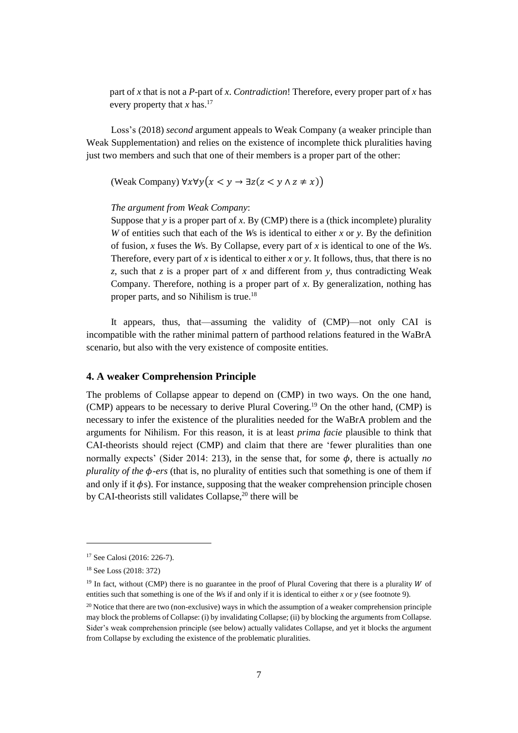part of *x* that is not a *P*-part of *x*. *Contradiction*! Therefore, every proper part of *x* has every property that *x* has.[17]

Loss's (2018) *second* argument appeals to Weak Company (a weaker principle than Weak Supplementation) and relies on the existence of incomplete thick pluralities having just two members and such that one of their members is a proper part of the other:

(Weak Company) $\forall x \forall y \big(x < y \rightarrow \exists z (z < y \wedge z \neq x)\big)$

*The argument from Weak Company*:

Suppose that *y* is a proper part of *x*. By (CMP) there is a (thick incomplete) plurality *W* of entities such that each of the *W*s is identical to either *x* or *y*. By the definition of fusion, *x* fuses the *W*s. By Collapse, every part of *x* is identical to one of the *W*s. Therefore, every part of *x* is identical to either *x* or *y*. It follows, thus, that there is no *z*, such that *z* is a proper part of *x* and different from *y*, thus contradicting Weak Company. Therefore, nothing is a proper part of *x*. By generalization, nothing has proper parts, and so Nihilism is true.[18]

It appears, thus, that—assuming the validity of (CMP)—not only CAI is incompatible with the rather minimal pattern of parthood relations featured in the WaBrA scenario, but also with the very existence of composite entities.

## 4. A weaker Comprehension Principle

The problems of Collapse appear to depend on (CMP) in two ways. On the one hand, (CMP) appears to be necessary to derive Plural Covering.[19] On the other hand, (CMP) is necessary to infer the existence of the pluralities needed for the WaBrA problem and the arguments for Nihilism. For this reason, it is at least *prima facie* plausible to think that CAI-theorists should reject (CMP) and claim that there are 'fewer pluralities than one normally expects' (Sider 2014: 213), in the sense that, for some $\phi$, there is actually *no plurality of the* $\phi$*-ers* (that is, no plurality of entities such that something is one of them if and only if it $\phi$s). For instance, supposing that the weaker comprehension principle chosen by CAI-theorists still validates Collapse,[20] there will be

---

[17] See Calosi (2016: 226-7).

[18] See Loss (2018: 372)

[19] In fact, without (CMP) there is no guarantee in the proof of Plural Covering that there is a plurality $W$ of entities such that something is one of the *W*s if and only if it is identical to either *x* or *y* (see footnote 9).

[20] Notice that there are two (non-exclusive) ways in which the assumption of a weaker comprehension principle may block the problems of Collapse: (i) by invalidating Collapse; (ii) by blocking the arguments from Collapse. Sider's weak comprehension principle (see below) actually validates Collapse, and yet it blocks the argument from Collapse by excluding the existence of the problematic pluralities.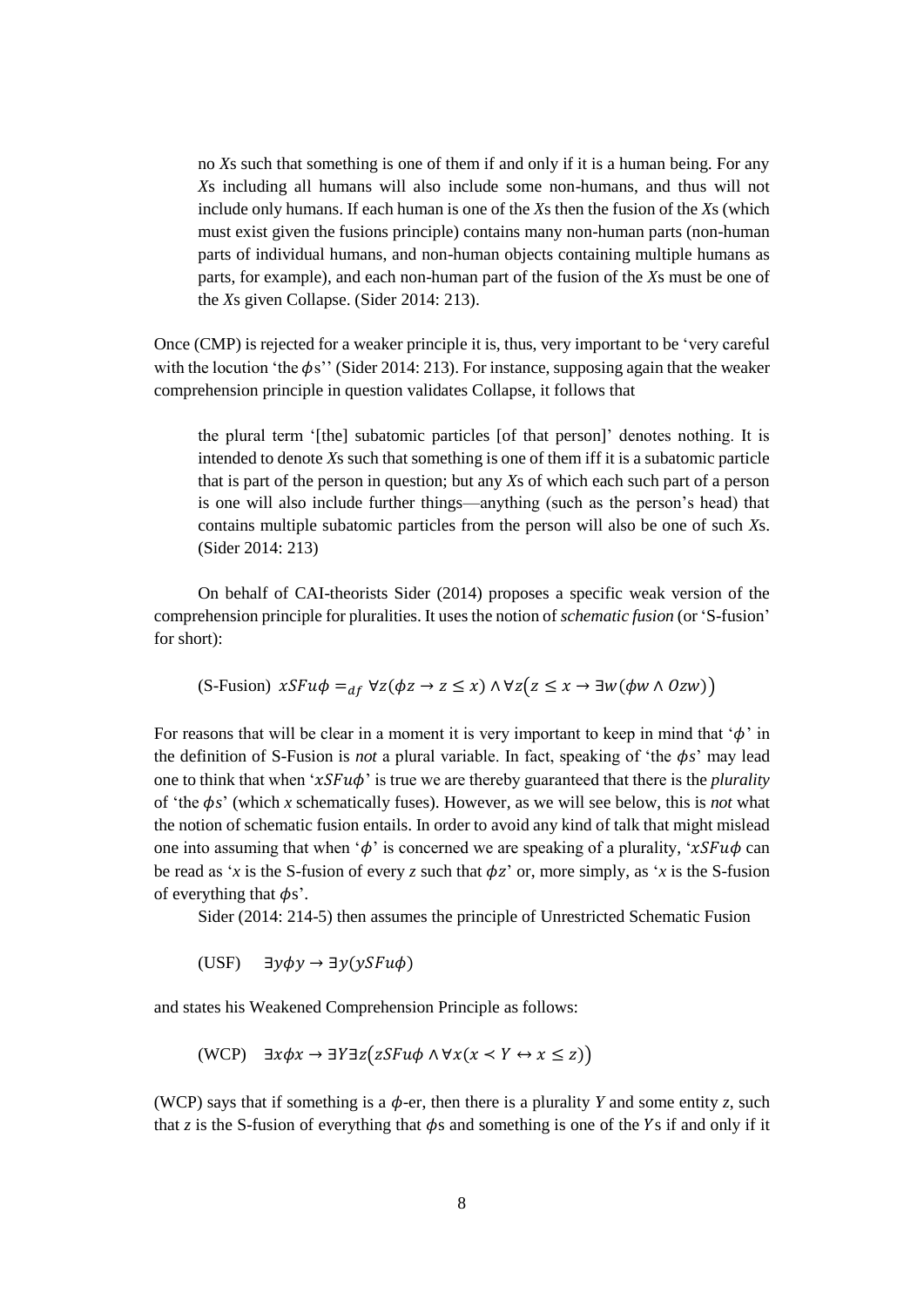> no *X*s such that something is one of them if and only if it is a human being. For any *X*s including all humans will also include some non-humans, and thus will not include only humans. If each human is one of the *X*s then the fusion of the *X*s (which must exist given the fusions principle) contains many non-human parts (non-human parts of individual humans, and non-human objects containing multiple humans as parts, for example), and each non-human part of the fusion of the *X*s must be one of the *X*s given Collapse. (Sider 2014: 213).

Once (CMP) is rejected for a weaker principle it is, thus, very important to be 'very careful with the locution 'the $\phi$s'' (Sider 2014: 213). For instance, supposing again that the weaker comprehension principle in question validates Collapse, it follows that

> the plural term '[the] subatomic particles [of that person]' denotes nothing. It is intended to denote *X*s such that something is one of them iff it is a subatomic particle that is part of the person in question; but any *X*s of which each such part of a person is one will also include further things—anything (such as the person's head) that contains multiple subatomic particles from the person will also be one of such *X*s. (Sider 2014: 213)

On behalf of CAI-theorists Sider (2014) proposes a specific weak version of the comprehension principle for pluralities. It uses the notion of *schematic fusion* (or 'S-fusion' for short):

$$\text{(S-Fusion)} \quad xSFu\phi =_{df} \forall z(\phi z \rightarrow z \leq x) \wedge \forall z\big(z \leq x \rightarrow \exists w(\phi w \wedge Ozw)\big)$$

For reasons that will be clear in a moment it is very important to keep in mind that '$\phi$' in the definition of S-Fusion is *not* a plural variable. In fact, speaking of 'the $\phi s$' may lead one to think that when '$xSFu\phi$' is true we are thereby guaranteed that there is the *plurality* of 'the $\phi s$' (which *x* schematically fuses). However, as we will see below, this is *not* what the notion of schematic fusion entails. In order to avoid any kind of talk that might mislead one into assuming that when '$\phi$' is concerned we are speaking of a plurality, '$xSFu\phi$ can be read as '*x* is the S-fusion of every *z* such that $\phi z$' or, more simply, as '*x* is the S-fusion of everything that $\phi$s'.

Sider (2014: 214-5) then assumes the principle of Unrestricted Schematic Fusion

$$\text{(USF)} \quad \exists y \phi y \rightarrow \exists y(ySFu\phi)$$

and states his Weakened Comprehension Principle as follows:

$$\text{(WCP)} \quad \exists x \phi x \rightarrow \exists Y \exists z\big(zSFu\phi \wedge \forall x(x \prec Y \leftrightarrow x \leq z)\big)$$

(WCP) says that if something is a $\phi$-er, then there is a plurality *Y* and some entity *z*, such that *z* is the S-fusion of everything that $\phi$s and something is one of the $Y$s if and only if it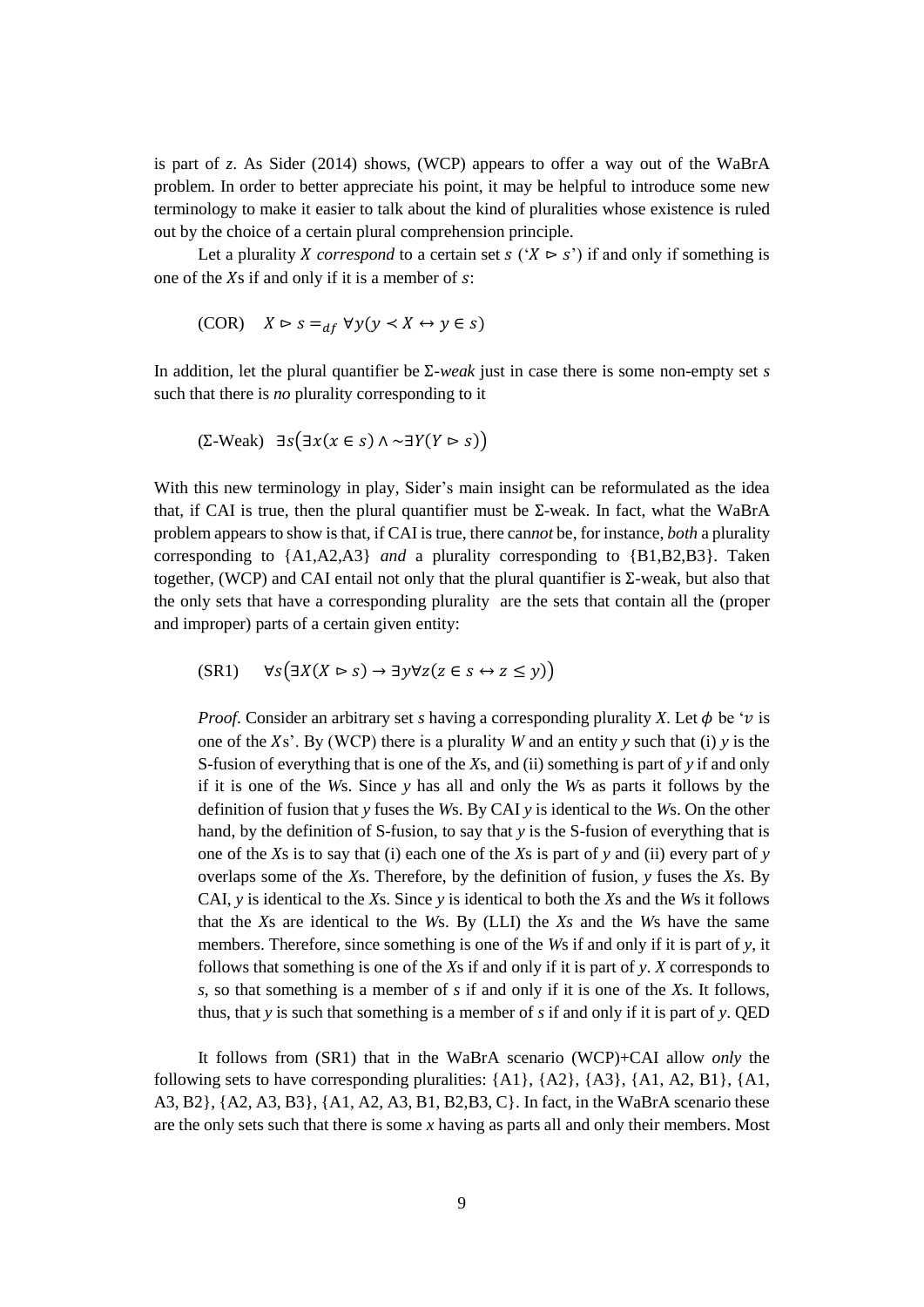is part of *z*. As Sider (2014) shows, (WCP) appears to offer a way out of the WaBrA problem. In order to better appreciate his point, it may be helpful to introduce some new terminology to make it easier to talk about the kind of pluralities whose existence is ruled out by the choice of a certain plural comprehension principle.

Let a plurality $X$ *correspond* to a certain set $s$ ('$X \rhd s$') if and only if something is one of the $X$s if and only if it is a member of $s$:

(COR) $\quad X \rhd s =_{df} \forall y(y \prec X \leftrightarrow y \in s)$

In addition, let the plural quantifier be Σ-*weak* just in case there is some non-empty set *s* such that there is *no* plurality corresponding to it

(Σ-Weak) $\quad \exists s\big(\exists x(x \in s) \wedge \sim\exists Y(Y \rhd s)\big)$

With this new terminology in play, Sider's main insight can be reformulated as the idea that, if CAI is true, then the plural quantifier must be Σ-weak. In fact, what the WaBrA problem appears to show is that, if CAI is true, there can*not* be, for instance, *both* a plurality corresponding to {A1,A2,A3} *and* a plurality corresponding to {B1,B2,B3}. Taken together, (WCP) and CAI entail not only that the plural quantifier is Σ-weak, but also that the only sets that have a corresponding plurality are the sets that contain all the (proper and improper) parts of a certain given entity:

(SR1) $\quad \forall s\big(\exists X(X \rhd s) \rightarrow \exists y \forall z(z \in s \leftrightarrow z \leq y)\big)$

*Proof*. Consider an arbitrary set *s* having a corresponding plurality *X*. Let $\phi$ be '$v$ is one of the $X$s'. By (WCP) there is a plurality *W* and an entity *y* such that (i) *y* is the S-fusion of everything that is one of the *X*s, and (ii) something is part of *y* if and only if it is one of the *W*s. Since *y* has all and only the *W*s as parts it follows by the definition of fusion that *y* fuses the *W*s. By CAI *y* is identical to the *W*s. On the other hand, by the definition of S-fusion, to say that *y* is the S-fusion of everything that is one of the *X*s is to say that (i) each one of the *X*s is part of *y* and (ii) every part of *y* overlaps some of the *X*s. Therefore, by the definition of fusion, *y* fuses the *X*s. By CAI, *y* is identical to the *X*s. Since *y* is identical to both the *X*s and the *W*s it follows that the *X*s are identical to the *W*s. By (LLI) the *Xs* and the *W*s have the same members. Therefore, since something is one of the *W*s if and only if it is part of *y*, it follows that something is one of the *X*s if and only if it is part of *y*. *X* corresponds to *s*, so that something is a member of *s* if and only if it is one of the *X*s. It follows, thus, that *y* is such that something is a member of *s* if and only if it is part of *y*. QED

It follows from (SR1) that in the WaBrA scenario (WCP)+CAI allow *only* the following sets to have corresponding pluralities: {A1}, {A2}, {A3}, {A1, A2, B1}, {A1, A3, B2}, {A2, A3, B3}, {A1, A2, A3, B1, B2,B3, C}. In fact, in the WaBrA scenario these are the only sets such that there is some *x* having as parts all and only their members. Most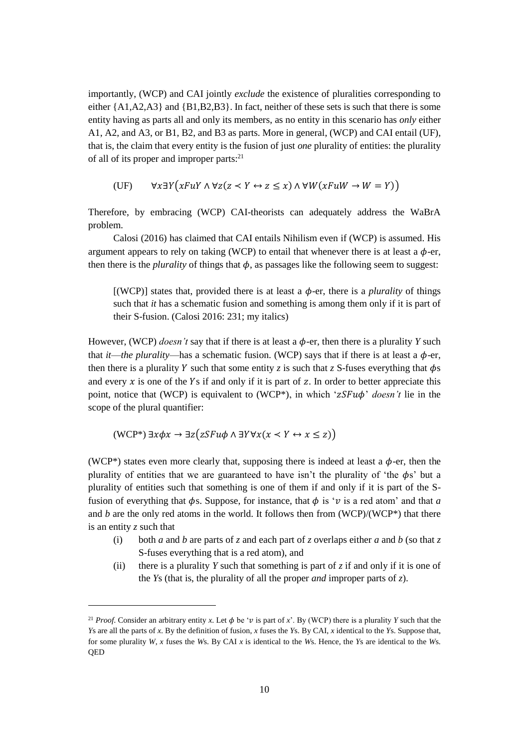importantly, (WCP) and CAI jointly *exclude* the existence of pluralities corresponding to either {A1,A2,A3} and {B1,B2,B3}. In fact, neither of these sets is such that there is some entity having as parts all and only its members, as no entity in this scenario has *only* either A1, A2, and A3, or B1, B2, and B3 as parts. More in general, (WCP) and CAI entail (UF), that is, the claim that every entity is the fusion of just *one* plurality of entities: the plurality of all of its proper and improper parts:[21]

$$\text{(UF)} \qquad \forall x \exists Y \big( xFuY \land \forall z (z \prec Y \leftrightarrow z \leq x) \land \forall W (xFuW \rightarrow W = Y) \big)$$

Therefore, by embracing (WCP) CAI-theorists can adequately address the WaBrA problem.

Calosi (2016) has claimed that CAI entails Nihilism even if (WCP) is assumed. His argument appears to rely on taking (WCP) to entail that whenever there is at least a $\phi$-er, then there is the *plurality* of things that $\phi$, as passages like the following seem to suggest:

> [(WCP)] states that, provided there is at least a $\phi$-er, there is a *plurality* of things such that *it* has a schematic fusion and something is among them only if it is part of their S-fusion. (Calosi 2016: 231; my italics)

However, (WCP) *doesn't* say that if there is at least a $\phi$-er, then there is a plurality $Y$ such that *it*—*the plurality*—has a schematic fusion. (WCP) says that if there is at least a $\phi$-er, then there is a plurality $Y$ such that some entity $z$ is such that $z$ S-fuses everything that $\phi$s and every $x$ is one of the $Y$s if and only if it is part of $z$. In order to better appreciate this point, notice that (WCP) is equivalent to (WCP*), in which '$zSFu\phi$' *doesn't* lie in the scope of the plural quantifier:

$$\text{(WCP*)} \; \exists x \phi x \rightarrow \exists z \big( zSFu\phi \land \exists Y \forall x (x \prec Y \leftrightarrow x \leq z) \big)$$

(WCP*) states even more clearly that, supposing there is indeed at least a $\phi$-er, then the plurality of entities that we are guaranteed to have isn't the plurality of 'the $\phi$s' but a plurality of entities such that something is one of them if and only if it is part of the S-fusion of everything that $\phi$s. Suppose, for instance, that $\phi$ is '$v$ is a red atom' and that $a$ and $b$ are the only red atoms in the world. It follows then from (WCP)/(WCP*) that there is an entity $z$ such that

(i) both $a$ and $b$ are parts of $z$ and each part of $z$ overlaps either $a$ and $b$ (so that $z$ S-fuses everything that is a red atom), and

(ii) there is a plurality $Y$ such that something is part of $z$ if and only if it is one of the $Y$s (that is, the plurality of all the proper *and* improper parts of $z$).

---

[21] *Proof.* Consider an arbitrary entity $x$. Let $\phi$ be '$v$ is part of $x$'. By (WCP) there is a plurality $Y$ such that the $Y$s are all the parts of $x$. By the definition of fusion, $x$ fuses the $Y$s. By CAI, $x$ identical to the $Y$s. Suppose that, for some plurality $W$, $x$ fuses the $W$s. By CAI $x$ is identical to the $W$s. Hence, the $Y$s are identical to the $W$s. QED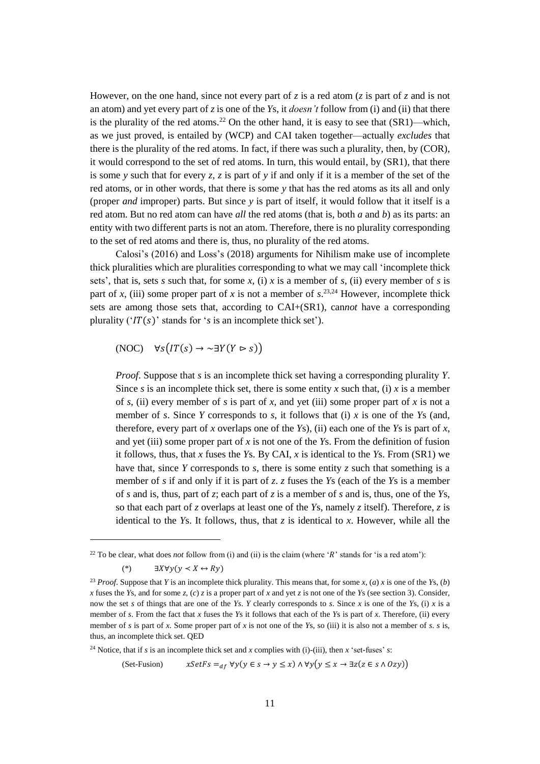However, on the one hand, since not every part of *z* is a red atom (*z* is part of *z* and is not an atom) and yet every part of *z* is one of the *Y*s, it *doesn't* follow from (i) and (ii) that there is the plurality of the red atoms.[22] On the other hand, it is easy to see that (SR1)—which, as we just proved, is entailed by (WCP) and CAI taken together—actually *excludes* that there is the plurality of the red atoms. In fact, if there was such a plurality, then, by (COR), it would correspond to the set of red atoms. In turn, this would entail, by (SR1), that there is some *y* such that for every *z*, *z* is part of *y* if and only if it is a member of the set of the red atoms, or in other words, that there is some *y* that has the red atoms as its all and only (proper *and* improper) parts. But since *y* is part of itself, it would follow that it itself is a red atom. But no red atom can have *all* the red atoms (that is, both *a* and *b*) as its parts: an entity with two different parts is not an atom. Therefore, there is no plurality corresponding to the set of red atoms and there is, thus, no plurality of the red atoms.

Calosi's (2016) and Loss's (2018) arguments for Nihilism make use of incomplete thick pluralities which are pluralities corresponding to what we may call 'incomplete thick sets', that is, sets *s* such that, for some *x*, (i) *x* is a member of *s*, (ii) every member of *s* is part of *x*, (iii) some proper part of *x* is not a member of *s*.[23,24] However, incomplete thick sets are among those sets that, according to CAI+(SR1), can*not* have a corresponding plurality ('$IT(s)$' stands for '*s* is an incomplete thick set').

(NOC) $\quad \forall s\big(IT(s) \rightarrow \sim\exists Y(Y \rhd s)\big)$

*Proof*. Suppose that *s* is an incomplete thick set having a corresponding plurality *Y*. Since *s* is an incomplete thick set, there is some entity *x* such that, (i) *x* is a member of *s*, (ii) every member of *s* is part of *x*, and yet (iii) some proper part of *x* is not a member of *s*. Since *Y* corresponds to *s*, it follows that (i) *x* is one of the *Y*s (and, therefore, every part of *x* overlaps one of the *Y*s), (ii) each one of the *Y*s is part of *x*, and yet (iii) some proper part of *x* is not one of the *Y*s. From the definition of fusion it follows, thus, that *x* fuses the *Y*s. By CAI, *x* is identical to the *Y*s. From (SR1) we have that, since *Y* corresponds to *s*, there is some entity *z* such that something is a member of *s* if and only if it is part of *z*. *z* fuses the *Y*s (each of the *Y*s is a member of *s* and is, thus, part of *z*; each part of *z* is a member of *s* and is, thus, one of the *Y*s, so that each part of *z* overlaps at least one of the *Y*s, namely *z* itself). Therefore, *z* is identical to the *Y*s. It follows, thus, that *z* is identical to *x*. However, while all the

---

[22] To be clear, what does *not* follow from (i) and (ii) is the claim (where '$R$' stands for 'is a red atom'):

(*) $\quad \exists X\forall y(y \prec X \leftrightarrow Ry)$

[23] *Proof*. Suppose that *Y* is an incomplete thick plurality. This means that, for some *x*, (*a*) *x* is one of the *Y*s, (*b*) *x* fuses the *Y*s, and for some *z*, (*c*) *z* is a proper part of *x* and yet *z* is not one of the *Y*s (see section 3). Consider, now the set *s* of things that are one of the *Y*s. *Y* clearly corresponds to *s*. Since *x* is one of the *Y*s, (i) *x* is a member of *s*. From the fact that *x* fuses the *Y*s it follows that each of the *Y*s is part of *x*. Therefore, (ii) every member of *s* is part of *x*. Some proper part of *x* is not one of the *Y*s, so (iii) it is also not a member of *s*. *s* is, thus, an incomplete thick set. QED

[24] Notice, that if *s* is an incomplete thick set and *x* complies with (i)-(iii), then *x* 'set-fuses' *s*:

(Set-Fusion) $\quad xSetFs =_{df} \forall y(y \in s \rightarrow y \leq x) \wedge \forall y\big(y \leq x \rightarrow \exists z(z \in s \wedge Ozy)\big)$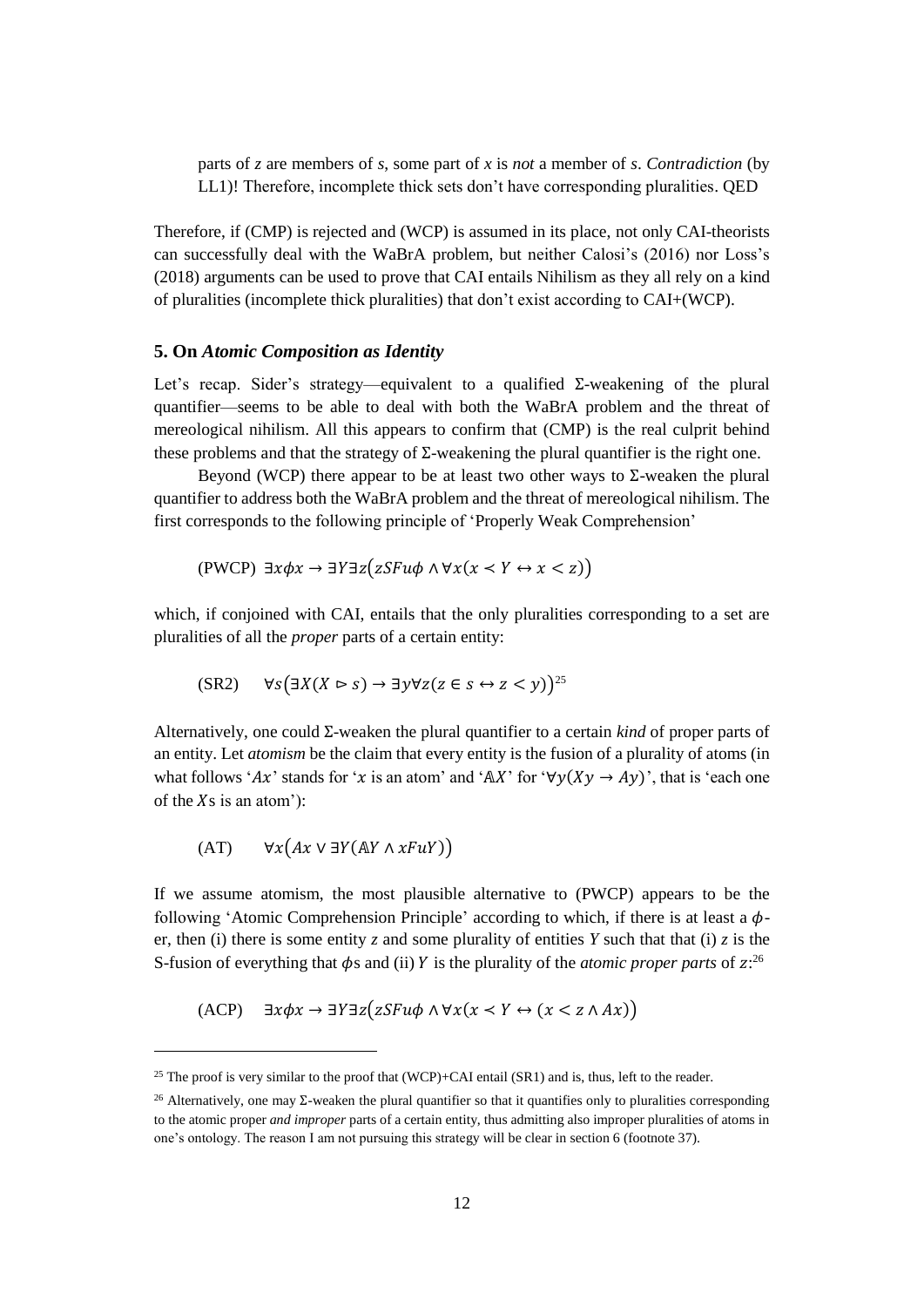parts of *z* are members of *s*, some part of *x* is *not* a member of *s*. *Contradiction* (by LL1)! Therefore, incomplete thick sets don't have corresponding pluralities. QED

Therefore, if (CMP) is rejected and (WCP) is assumed in its place, not only CAI-theorists can successfully deal with the WaBrA problem, but neither Calosi's (2016) nor Loss's (2018) arguments can be used to prove that CAI entails Nihilism as they all rely on a kind of pluralities (incomplete thick pluralities) that don't exist according to CAI+(WCP).

## 5. On *Atomic Composition as Identity*

Let's recap. Sider's strategy—equivalent to a qualified Σ-weakening of the plural quantifier—seems to be able to deal with both the WaBrA problem and the threat of mereological nihilism. All this appears to confirm that (CMP) is the real culprit behind these problems and that the strategy of Σ-weakening the plural quantifier is the right one.

Beyond (WCP) there appear to be at least two other ways to Σ-weaken the plural quantifier to address both the WaBrA problem and the threat of mereological nihilism. The first corresponds to the following principle of 'Properly Weak Comprehension'

(PWCP) $\exists x\phi x \rightarrow \exists Y \exists z(zSFu\phi \wedge \forall x(x \prec Y \leftrightarrow x < z))$

which, if conjoined with CAI, entails that the only pluralities corresponding to a set are pluralities of all the *proper* parts of a certain entity:

(SR2) $\forall s(\exists X(X \rhd s) \rightarrow \exists y \forall z(z \in s \leftrightarrow z < y))$[25]

Alternatively, one could Σ-weaken the plural quantifier to a certain *kind* of proper parts of an entity. Let *atomism* be the claim that every entity is the fusion of a plurality of atoms (in what follows '$Ax$' stands for '$x$ is an atom' and '$\mathbb{A}X$' for '$\forall y(Xy \rightarrow Ay)$', that is 'each one of the $X$s is an atom'):

(AT) $\forall x(Ax \vee \exists Y(\mathbb{A}Y \wedge xFuY))$

If we assume atomism, the most plausible alternative to (PWCP) appears to be the following 'Atomic Comprehension Principle' according to which, if there is at least a $\phi$-er, then (i) there is some entity *z* and some plurality of entities *Y* such that that (i) *z* is the S-fusion of everything that $\phi$s and (ii) $Y$ is the plurality of the *atomic proper parts* of $z$:[26]

(ACP) $\exists x\phi x \rightarrow \exists Y \exists z(zSFu\phi \wedge \forall x(x \prec Y \leftrightarrow (x < z \wedge Ax))$

---

[25] The proof is very similar to the proof that (WCP)+CAI entail (SR1) and is, thus, left to the reader.

[26] Alternatively, one may Σ-weaken the plural quantifier so that it quantifies only to pluralities corresponding to the atomic proper *and improper* parts of a certain entity, thus admitting also improper pluralities of atoms in one's ontology. The reason I am not pursuing this strategy will be clear in section 6 (footnote 37).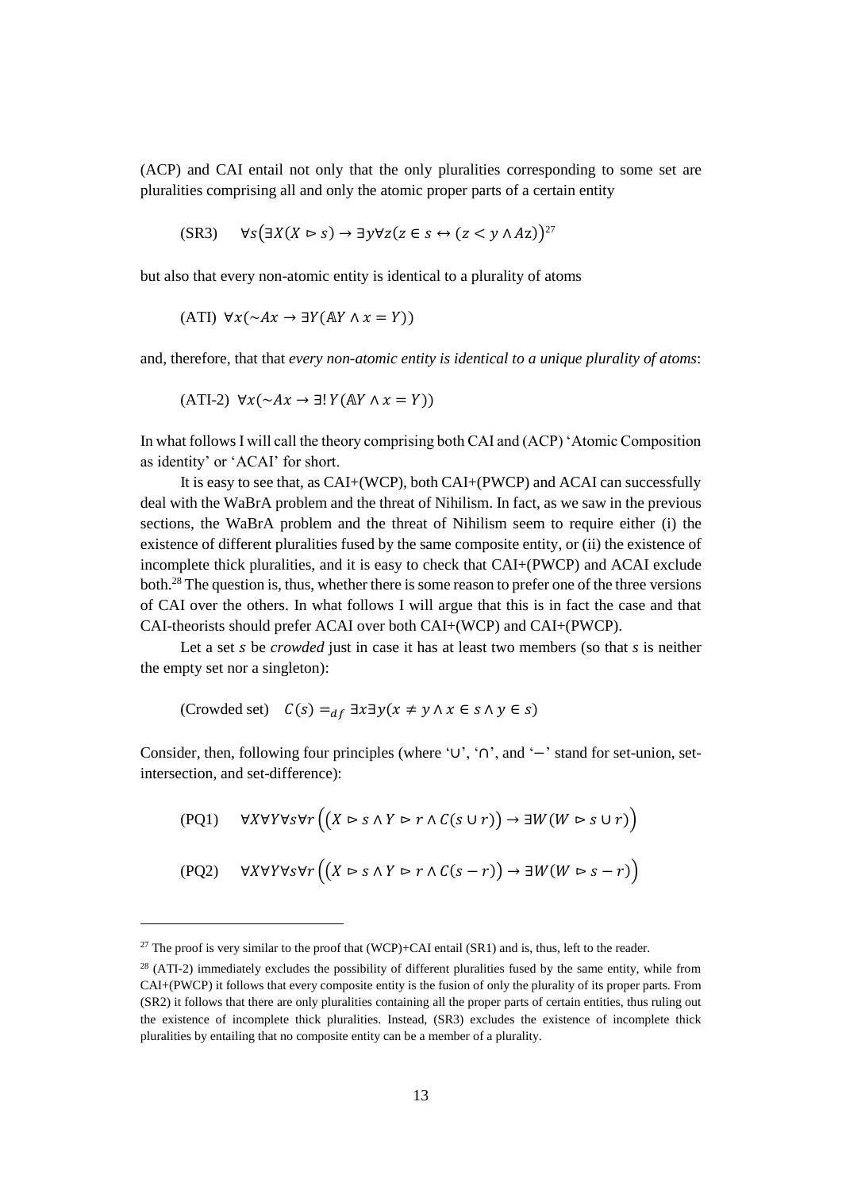(ACP) and CAI entail not only that the only pluralities corresponding to some set are pluralities comprising all and only the atomic proper parts of a certain entity

$$\text{(SR3)} \quad \forall s\big(\exists X(X \rhd s) \to \exists y \forall z(z \in s \leftrightarrow (z < y \wedge Az)\big)$$[27]

but also that every non-atomic entity is identical to a plurality of atoms

$$\text{(ATI)} \ \forall x(\sim Ax \to \exists Y(\mathbb{A}Y \wedge x = Y))$$

and, therefore, that that *every non-atomic entity is identical to a unique plurality of atoms*:

$$\text{(ATI-2)} \ \forall x(\sim Ax \to \exists! \, Y(\mathbb{A}Y \wedge x = Y))$$

In what follows I will call the theory comprising both CAI and (ACP) 'Atomic Composition as identity' or 'ACAI' for short.

It is easy to see that, as CAI+(WCP), both CAI+(PWCP) and ACAI can successfully deal with the WaBrA problem and the threat of Nihilism. In fact, as we saw in the previous sections, the WaBrA problem and the threat of Nihilism seem to require either (i) the existence of different pluralities fused by the same composite entity, or (ii) the existence of incomplete thick pluralities, and it is easy to check that CAI+(PWCP) and ACAI exclude both.[28] The question is, thus, whether there is some reason to prefer one of the three versions of CAI over the others. In what follows I will argue that this is in fact the case and that CAI-theorists should prefer ACAI over both CAI+(WCP) and CAI+(PWCP).

Let a set $s$ be *crowded* just in case it has at least two members (so that $s$ is neither the empty set nor a singleton):

$$\text{(Crowded set)} \quad C(s) =_{df} \exists x \exists y(x \neq y \wedge x \in s \wedge y \in s)$$

Consider, then, following four principles (where '∪', '∩', and '−' stand for set-union, set-intersection, and set-difference):

$$\text{(PQ1)} \quad \forall X \forall Y \forall s \forall r \Big(\big(X \rhd s \wedge Y \rhd r \wedge C(s \cup r)\big) \to \exists W(W \rhd s \cup r)\Big)$$

$$\text{(PQ2)} \quad \forall X \forall Y \forall s \forall r \Big(\big(X \rhd s \wedge Y \rhd r \wedge C(s - r)\big) \to \exists W(W \rhd s - r)\Big)$$

---

[27] The proof is very similar to the proof that (WCP)+CAI entail (SR1) and is, thus, left to the reader.

[28] (ATI-2) immediately excludes the possibility of different pluralities fused by the same entity, while from CAI+(PWCP) it follows that every composite entity is the fusion of only the plurality of its proper parts. From (SR2) it follows that there are only pluralities containing all the proper parts of certain entities, thus ruling out the existence of incomplete thick pluralities. Instead, (SR3) excludes the existence of incomplete thick pluralities by entailing that no composite entity can be a member of a plurality.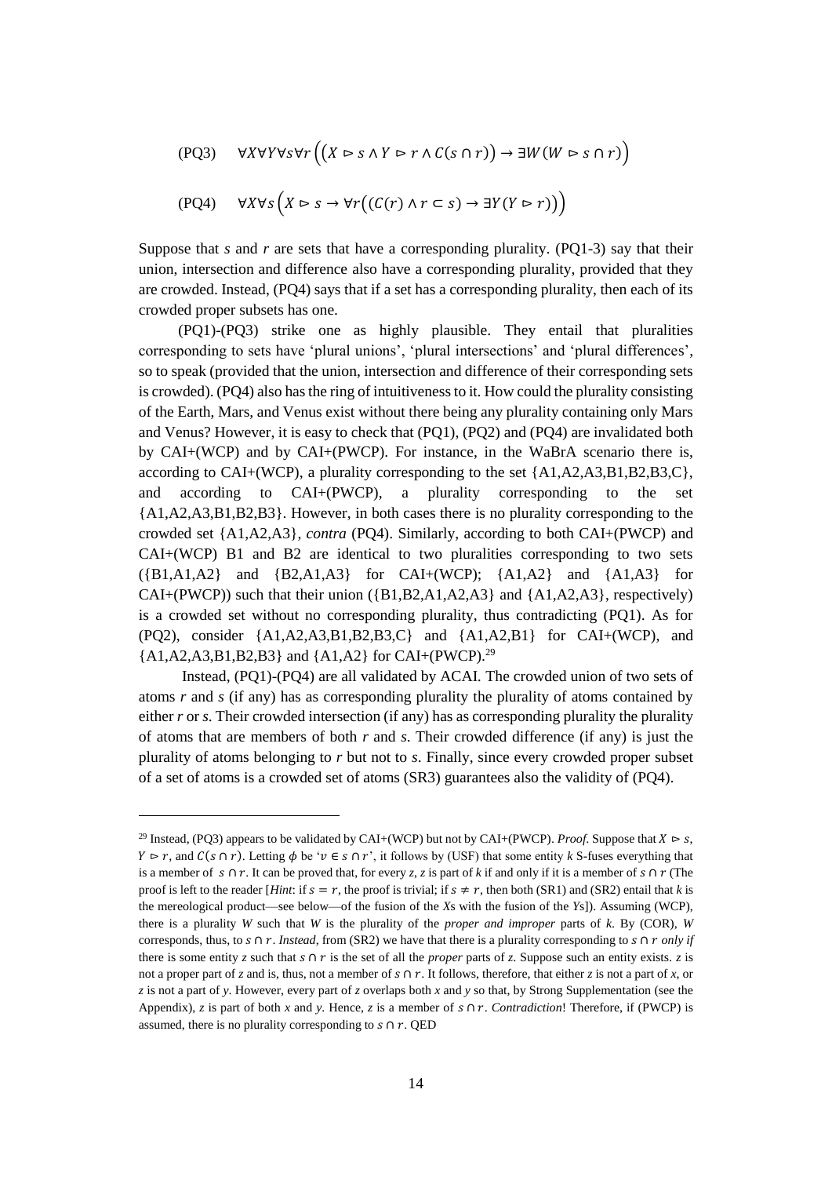$$\text{(PQ3)} \quad \forall X \forall Y \forall s \forall r \Big( \big( X \rhd s \wedge Y \rhd r \wedge C(s \cap r) \big) \rightarrow \exists W (W \rhd s \cap r) \Big)$$

$$\text{(PQ4)} \quad \forall X \forall s \Big( X \rhd s \rightarrow \forall r \big( (C(r) \wedge r \subset s) \rightarrow \exists Y (Y \rhd r) \big) \Big)$$

Suppose that *s* and *r* are sets that have a corresponding plurality. (PQ1-3) say that their union, intersection and difference also have a corresponding plurality, provided that they are crowded. Instead, (PQ4) says that if a set has a corresponding plurality, then each of its crowded proper subsets has one.

(PQ1)-(PQ3) strike one as highly plausible. They entail that pluralities corresponding to sets have 'plural unions', 'plural intersections' and 'plural differences', so to speak (provided that the union, intersection and difference of their corresponding sets is crowded). (PQ4) also has the ring of intuitiveness to it. How could the plurality consisting of the Earth, Mars, and Venus exist without there being any plurality containing only Mars and Venus? However, it is easy to check that (PQ1), (PQ2) and (PQ4) are invalidated both by CAI+(WCP) and by CAI+(PWCP). For instance, in the WaBrA scenario there is, according to CAI+(WCP), a plurality corresponding to the set {A1,A2,A3,B1,B2,B3,C}, and according to CAI+(PWCP), a plurality corresponding to the set {A1,A2,A3,B1,B2,B3}. However, in both cases there is no plurality corresponding to the crowded set {A1,A2,A3}, *contra* (PQ4). Similarly, according to both CAI+(PWCP) and CAI+(WCP) B1 and B2 are identical to two pluralities corresponding to two sets ({B1,A1,A2} and {B2,A1,A3} for CAI+(WCP); {A1,A2} and {A1,A3} for CAI+(PWCP)) such that their union ({B1,B2,A1,A2,A3} and {A1,A2,A3}, respectively) is a crowded set without no corresponding plurality, thus contradicting (PQ1). As for (PQ2), consider {A1,A2,A3,B1,B2,B3,C} and {A1,A2,B1} for CAI+(WCP), and {A1,A2,A3,B1,B2,B3} and {A1,A2} for CAI+(PWCP).[29]

Instead, (PQ1)-(PQ4) are all validated by ACAI. The crowded union of two sets of atoms *r* and *s* (if any) has as corresponding plurality the plurality of atoms contained by either *r* or *s*. Their crowded intersection (if any) has as corresponding plurality the plurality of atoms that are members of both *r* and *s*. Their crowded difference (if any) is just the plurality of atoms belonging to *r* but not to *s*. Finally, since every crowded proper subset of a set of atoms is a crowded set of atoms (SR3) guarantees also the validity of (PQ4).

---

[29] Instead, (PQ3) appears to be validated by CAI+(WCP) but not by CAI+(PWCP). *Proof*. Suppose that $X \rhd s$, $Y \rhd r$, and $C(s \cap r)$. Letting $\phi$ be '$v \in s \cap r$', it follows by (USF) that some entity *k* S-fuses everything that is a member of $s \cap r$. It can be proved that, for every *z*, *z* is part of *k* if and only if it is a member of $s \cap r$ (The proof is left to the reader [*Hint*: if $s = r$, the proof is trivial; if $s \neq r$, then both (SR1) and (SR2) entail that *k* is the mereological product—see below—of the fusion of the *X*s with the fusion of the *Y*s]). Assuming (WCP), there is a plurality *W* such that *W* is the plurality of the *proper and improper* parts of *k*. By (COR), *W* corresponds, thus, to $s \cap r$. *Instead*, from (SR2) we have that there is a plurality corresponding to $s \cap r$ *only if* there is some entity *z* such that $s \cap r$ is the set of all the *proper* parts of *z*. Suppose such an entity exists. *z* is not a proper part of *z* and is, thus, not a member of $s \cap r$. It follows, therefore, that either *z* is not a part of *x*, or *z* is not a part of *y*. However, every part of *z* overlaps both *x* and *y* so that, by Strong Supplementation (see the Appendix), *z* is part of both *x* and *y*. Hence, *z* is a member of $s \cap r$. *Contradiction*! Therefore, if (PWCP) is assumed, there is no plurality corresponding to $s \cap r$. QED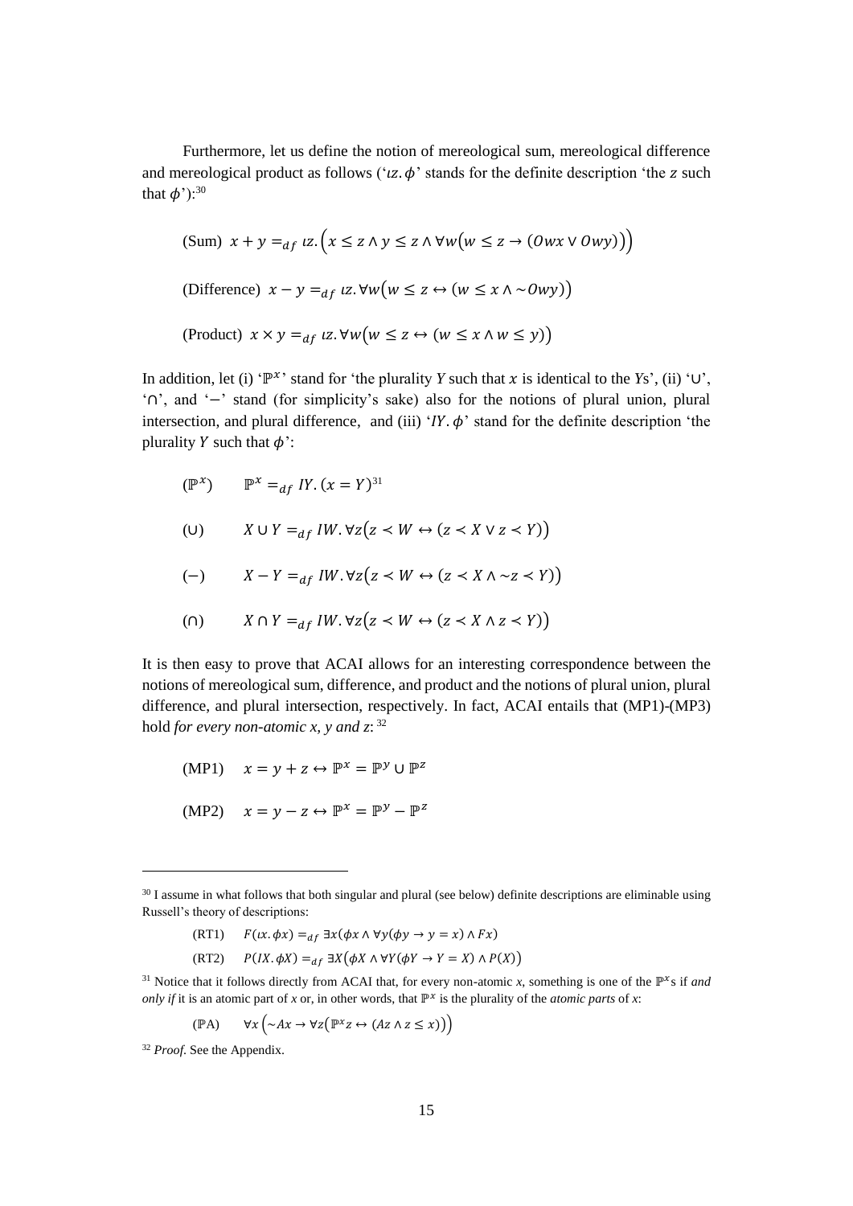Furthermore, let us define the notion of mereological sum, mereological difference and mereological product as follows ('$\iota z. \phi$' stands for the definite description 'the $z$ such that $\phi$'):[30]

$$\text{(Sum)}\ \ x + y =_{df} \iota z. \left( x \leq z \wedge y \leq z \wedge \forall w \big( w \leq z \rightarrow (Owx \vee Owy) \big) \right)$$

$$\text{(Difference)}\ \ x - y =_{df} \iota z. \forall w \big( w \leq z \leftrightarrow (w \leq x \wedge \sim Owy) \big)$$

$$\text{(Product)}\ \ x \times y =_{df} \iota z. \forall w \big( w \leq z \leftrightarrow (w \leq x \wedge w \leq y) \big)$$

In addition, let (i) '$\mathbb{P}^x$' stand for 'the plurality $Y$ such that $x$ is identical to the $Y$s', (ii) '$\cup$', '$\cap$', and '$-$' stand (for simplicity's sake) also for the notions of plural union, plural intersection, and plural difference, and (iii) '$IY. \phi$' stand for the definite description 'the plurality $Y$ such that $\phi$':

$$(\mathbb{P}^x) \qquad \mathbb{P}^x =_{df} IY. (x = Y)$$ [31]

$$(\cup) \qquad X \cup Y =_{df} IW. \forall z \big( z \prec W \leftrightarrow (z \prec X \vee z \prec Y) \big)$$

$$(-) \qquad X - Y =_{df} IW. \forall z \big( z \prec W \leftrightarrow (z \prec X \wedge \sim z \prec Y) \big)$$

$$(\cap) \qquad X \cap Y =_{df} IW. \forall z \big( z \prec W \leftrightarrow (z \prec X \wedge z \prec Y) \big)$$

It is then easy to prove that ACAI allows for an interesting correspondence between the notions of mereological sum, difference, and product and the notions of plural union, plural difference, and plural intersection, respectively. In fact, ACAI entails that (MP1)-(MP3) hold *for every non-atomic x, y and z*:[32]

$$\text{(MP1)} \quad x = y + z \leftrightarrow \mathbb{P}^x = \mathbb{P}^y \cup \mathbb{P}^z$$

$$\text{(MP2)} \quad x = y - z \leftrightarrow \mathbb{P}^x = \mathbb{P}^y - \mathbb{P}^z$$

---

[30] I assume in what follows that both singular and plural (see below) definite descriptions are eliminable using Russell's theory of descriptions:

$$\text{(RT1)} \quad F(\iota x. \phi x) =_{df} \exists x (\phi x \wedge \forall y (\phi y \rightarrow y = x) \wedge Fx)$$

$$\text{(RT2)} \quad P(IX. \phi X) =_{df} \exists X \big( \phi X \wedge \forall Y (\phi Y \rightarrow Y = X) \wedge P(X) \big)$$

[31] Notice that it follows directly from ACAI that, for every non-atomic $x$, something is one of the $\mathbb{P}^x$s if *and only if* it is an atomic part of $x$ or, in other words, that $\mathbb{P}^x$ is the plurality of the *atomic parts* of $x$:

$$(\mathbb{P}\text{A}) \quad \forall x \left( \sim Ax \rightarrow \forall z \big( \mathbb{P}^x z \leftrightarrow (Az \wedge z \leq x) \big) \right)$$

[32] *Proof.* See the Appendix.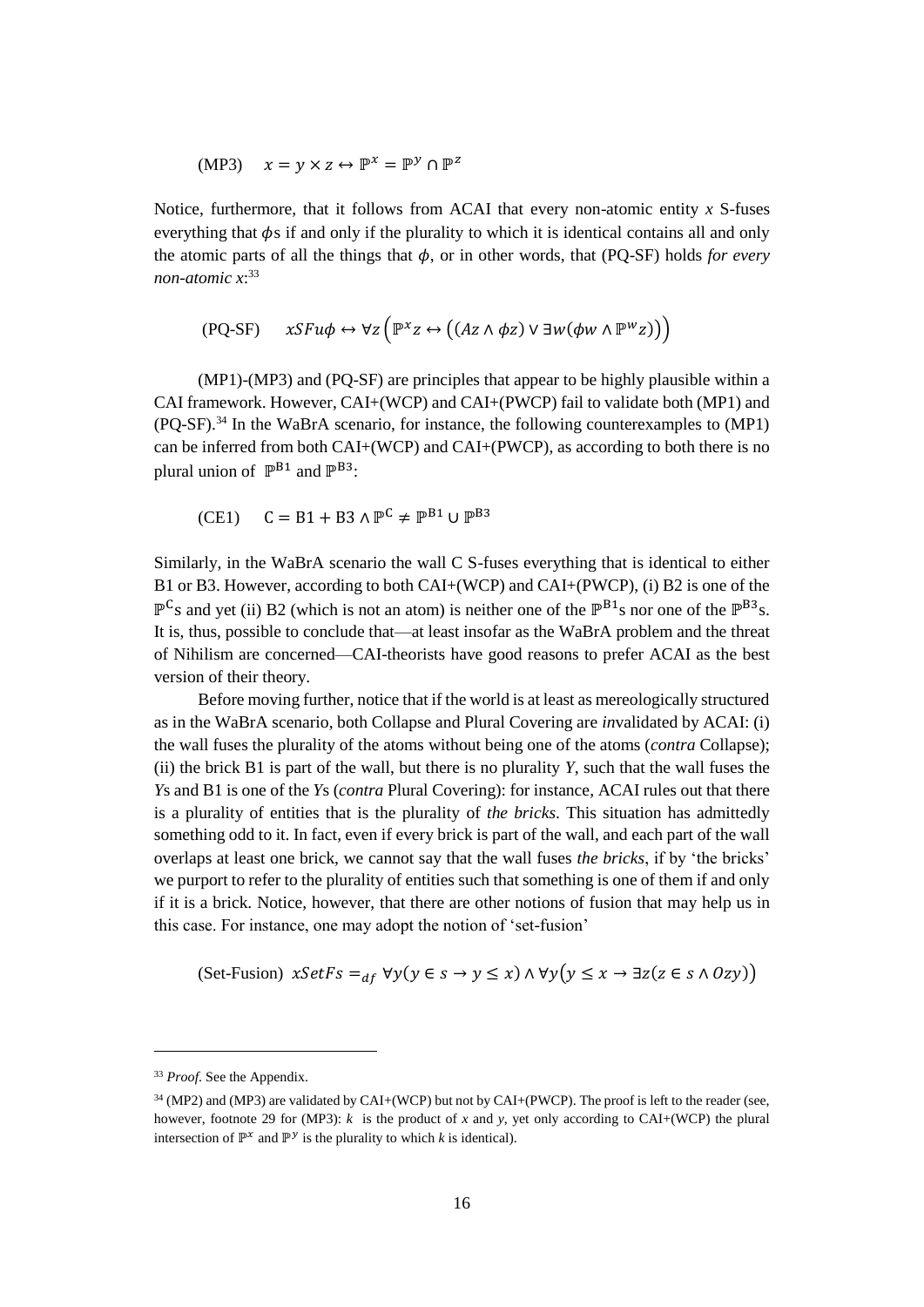$$\text{(MP3)} \quad x = y \times z \leftrightarrow \mathbb{P}^x = \mathbb{P}^y \cap \mathbb{P}^z$$

Notice, furthermore, that it follows from ACAI that every non-atomic entity $x$ S-fuses everything that $\phi$s if and only if the plurality to which it is identical contains all and only the atomic parts of all the things that $\phi$, or in other words, that (PQ-SF) holds *for every non-atomic x*:[33]

$$\text{(PQ-SF)} \quad xSFu\phi \leftrightarrow \forall z\left(\mathbb{P}^x z \leftrightarrow \left((Az \wedge \phi z) \vee \exists w(\phi w \wedge \mathbb{P}^w z)\right)\right)$$

(MP1)-(MP3) and (PQ-SF) are principles that appear to be highly plausible within a CAI framework. However, CAI+(WCP) and CAI+(PWCP) fail to validate both (MP1) and (PQ-SF).[34] In the WaBrA scenario, for instance, the following counterexamples to (MP1) can be inferred from both CAI+(WCP) and CAI+(PWCP), as according to both there is no plural union of $\mathbb{P}^{\mathrm{B1}}$ and $\mathbb{P}^{\mathrm{B3}}$:

$$\text{(CE1)} \quad \mathrm{C} = \mathrm{B1} + \mathrm{B3} \wedge \mathbb{P}^{\mathrm{C}} \neq \mathbb{P}^{\mathrm{B1}} \cup \mathbb{P}^{\mathrm{B3}}$$

Similarly, in the WaBrA scenario the wall C S-fuses everything that is identical to either B1 or B3. However, according to both CAI+(WCP) and CAI+(PWCP), (i) B2 is one of the $\mathbb{P}^{\mathrm{C}}$s and yet (ii) B2 (which is not an atom) is neither one of the $\mathbb{P}^{\mathrm{B1}}$s nor one of the $\mathbb{P}^{\mathrm{B3}}$s. It is, thus, possible to conclude that—at least insofar as the WaBrA problem and the threat of Nihilism are concerned—CAI-theorists have good reasons to prefer ACAI as the best version of their theory.

Before moving further, notice that if the world is at least as mereologically structured as in the WaBrA scenario, both Collapse and Plural Covering are *in*validated by ACAI: (i) the wall fuses the plurality of the atoms without being one of the atoms (*contra* Collapse); (ii) the brick B1 is part of the wall, but there is no plurality $Y$, such that the wall fuses the $Y$s and B1 is one of the $Y$s (*contra* Plural Covering): for instance, ACAI rules out that there is a plurality of entities that is the plurality of *the bricks*. This situation has admittedly something odd to it. In fact, even if every brick is part of the wall, and each part of the wall overlaps at least one brick, we cannot say that the wall fuses *the bricks*, if by 'the bricks' we purport to refer to the plurality of entities such that something is one of them if and only if it is a brick. Notice, however, that there are other notions of fusion that may help us in this case. For instance, one may adopt the notion of 'set-fusion'

$$\text{(Set-Fusion)} \quad xSetFs =_{df} \forall y(y \in s \rightarrow y \leq x) \wedge \forall y\big(y \leq x \rightarrow \exists z(z \in s \wedge Ozy)\big)$$

---

[33] *Proof.* See the Appendix.

[34] (MP2) and (MP3) are validated by CAI+(WCP) but not by CAI+(PWCP). The proof is left to the reader (see, however, footnote 29 for (MP3): $k$ is the product of $x$ and $y$, yet only according to CAI+(WCP) the plural intersection of $\mathbb{P}^x$ and $\mathbb{P}^y$ is the plurality to which $k$ is identical).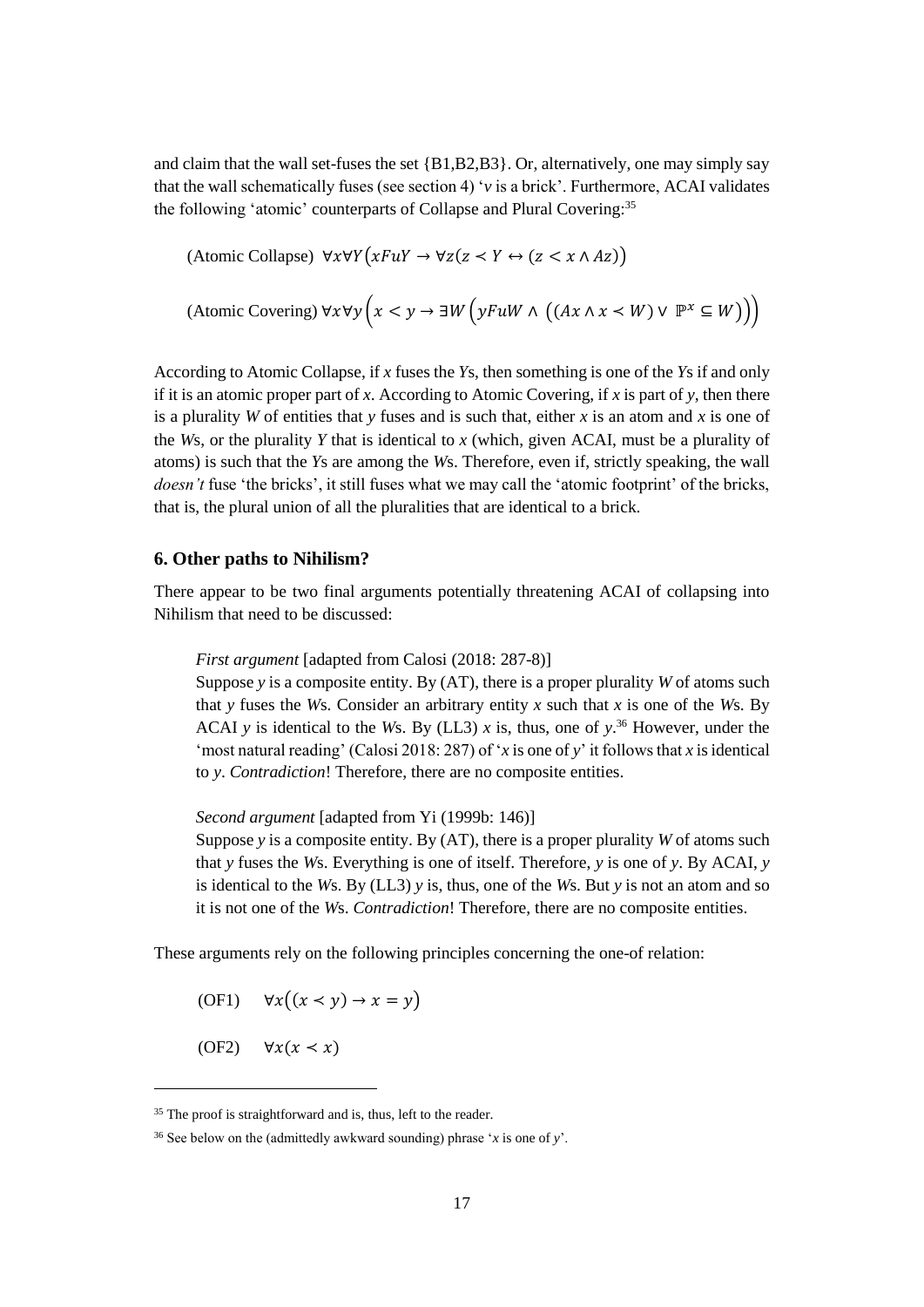and claim that the wall set-fuses the set {B1,B2,B3}. Or, alternatively, one may simply say that the wall schematically fuses (see section 4) '*v* is a brick'. Furthermore, ACAI validates the following 'atomic' counterparts of Collapse and Plural Covering:[35]

(Atomic Collapse) $\forall x \forall Y \big(xFuY \rightarrow \forall z(z \prec Y \leftrightarrow (z < x \wedge Az)\big)$

(Atomic Covering) $\forall x \forall y \Big(x < y \rightarrow \exists W \Big(yFuW \wedge \big((Ax \wedge x \prec W) \vee \mathbb{P}^{x} \subseteq W\big)\Big)\Big)$

According to Atomic Collapse, if *x* fuses the *Y*s, then something is one of the *Y*s if and only if it is an atomic proper part of *x*. According to Atomic Covering, if *x* is part of *y*, then there is a plurality *W* of entities that *y* fuses and is such that, either *x* is an atom and *x* is one of the *W*s, or the plurality *Y* that is identical to *x* (which, given ACAI, must be a plurality of atoms) is such that the *Y*s are among the *W*s. Therefore, even if, strictly speaking, the wall *doesn't* fuse 'the bricks', it still fuses what we may call the 'atomic footprint' of the bricks, that is, the plural union of all the pluralities that are identical to a brick.

### 6. Other paths to Nihilism?

There appear to be two final arguments potentially threatening ACAI of collapsing into Nihilism that need to be discussed:

> *First argument* [adapted from Calosi (2018: 287-8)]
> Suppose *y* is a composite entity. By (AT), there is a proper plurality *W* of atoms such that *y* fuses the *W*s. Consider an arbitrary entity *x* such that *x* is one of the *W*s. By ACAI *y* is identical to the *W*s. By (LL3) *x* is, thus, one of *y*.[36] However, under the 'most natural reading' (Calosi 2018: 287) of '*x* is one of *y*' it follows that *x* is identical to *y*. *Contradiction*! Therefore, there are no composite entities.
>
> *Second argument* [adapted from Yi (1999b: 146)]
> Suppose *y* is a composite entity. By (AT), there is a proper plurality *W* of atoms such that *y* fuses the *W*s. Everything is one of itself. Therefore, *y* is one of *y*. By ACAI, *y* is identical to the *W*s. By (LL3) *y* is, thus, one of the *W*s. But *y* is not an atom and so it is not one of the *W*s. *Contradiction*! Therefore, there are no composite entities.

These arguments rely on the following principles concerning the one-of relation:

(OF1) $\forall x\big((x \prec y) \rightarrow x = y\big)$

(OF2) $\forall x(x \prec x)$

---

[35] The proof is straightforward and is, thus, left to the reader.

[36] See below on the (admittedly awkward sounding) phrase '*x* is one of *y*'.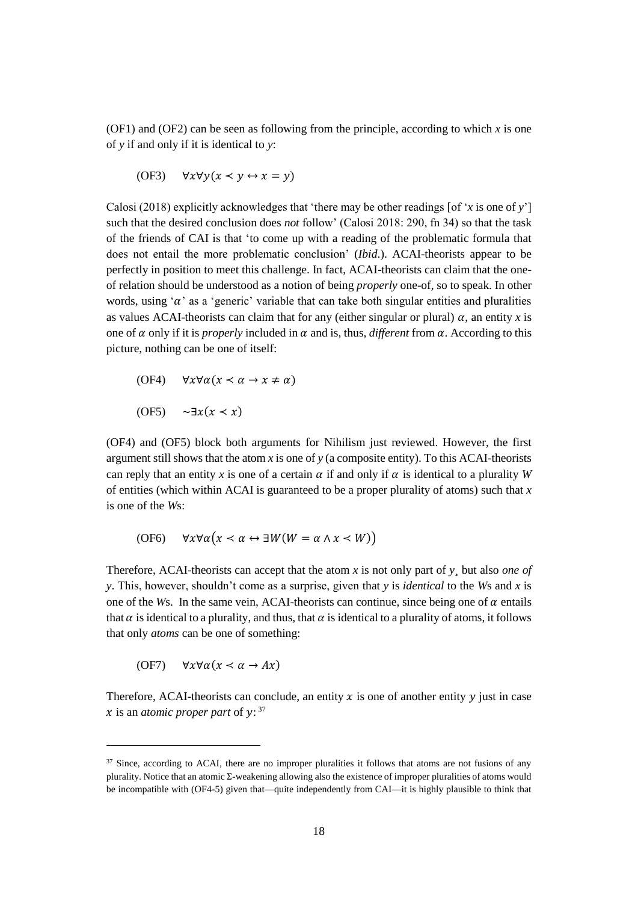(OF1) and (OF2) can be seen as following from the principle, according to which *x* is one of *y* if and only if it is identical to *y*:

(OF3) $\forall x \forall y(x \prec y \leftrightarrow x = y)$

Calosi (2018) explicitly acknowledges that 'there may be other readings [of '*x* is one of *y*'] such that the desired conclusion does *not* follow' (Calosi 2018: 290, fn 34) so that the task of the friends of CAI is that 'to come up with a reading of the problematic formula that does not entail the more problematic conclusion' (*Ibid*.). ACAI-theorists appear to be perfectly in position to meet this challenge. In fact, ACAI-theorists can claim that the one-of relation should be understood as a notion of being *properly* one-of, so to speak. In other words, using '$\alpha$' as a 'generic' variable that can take both singular entities and pluralities as values ACAI-theorists can claim that for any (either singular or plural) $\alpha$, an entity *x* is one of $\alpha$ only if it is *properly* included in $\alpha$ and is, thus, *different* from $\alpha$. According to this picture, nothing can be one of itself:

(OF4) $\forall x \forall \alpha(x \prec \alpha \rightarrow x \neq \alpha)$

(OF5) $\sim\exists x(x \prec x)$

(OF4) and (OF5) block both arguments for Nihilism just reviewed. However, the first argument still shows that the atom *x* is one of *y* (a composite entity). To this ACAI-theorists can reply that an entity *x* is one of a certain $\alpha$ if and only if $\alpha$ is identical to a plurality *W* of entities (which within ACAI is guaranteed to be a proper plurality of atoms) such that *x* is one of the *W*s:

(OF6) $\forall x \forall \alpha\big(x \prec \alpha \leftrightarrow \exists W(W = \alpha \wedge x \prec W)\big)$

Therefore, ACAI-theorists can accept that the atom *x* is not only part of *y*¸ but also *one of y*. This, however, shouldn't come as a surprise, given that *y* is *identical* to the *W*s and *x* is one of the *W*s. In the same vein, ACAI-theorists can continue, since being one of $\alpha$ entails that $\alpha$ is identical to a plurality, and thus, that $\alpha$ is identical to a plurality of atoms, it follows that only *atoms* can be one of something:

(OF7) $\forall x \forall \alpha(x \prec \alpha \rightarrow Ax)$

Therefore, ACAI-theorists can conclude, an entity $x$ is one of another entity $y$ just in case $x$ is an *atomic proper part* of $y$: [37]

---

[37] Since, according to ACAI, there are no improper pluralities it follows that atoms are not fusions of any plurality. Notice that an atomic Σ-weakening allowing also the existence of improper pluralities of atoms would be incompatible with (OF4-5) given that—quite independently from CAI—it is highly plausible to think that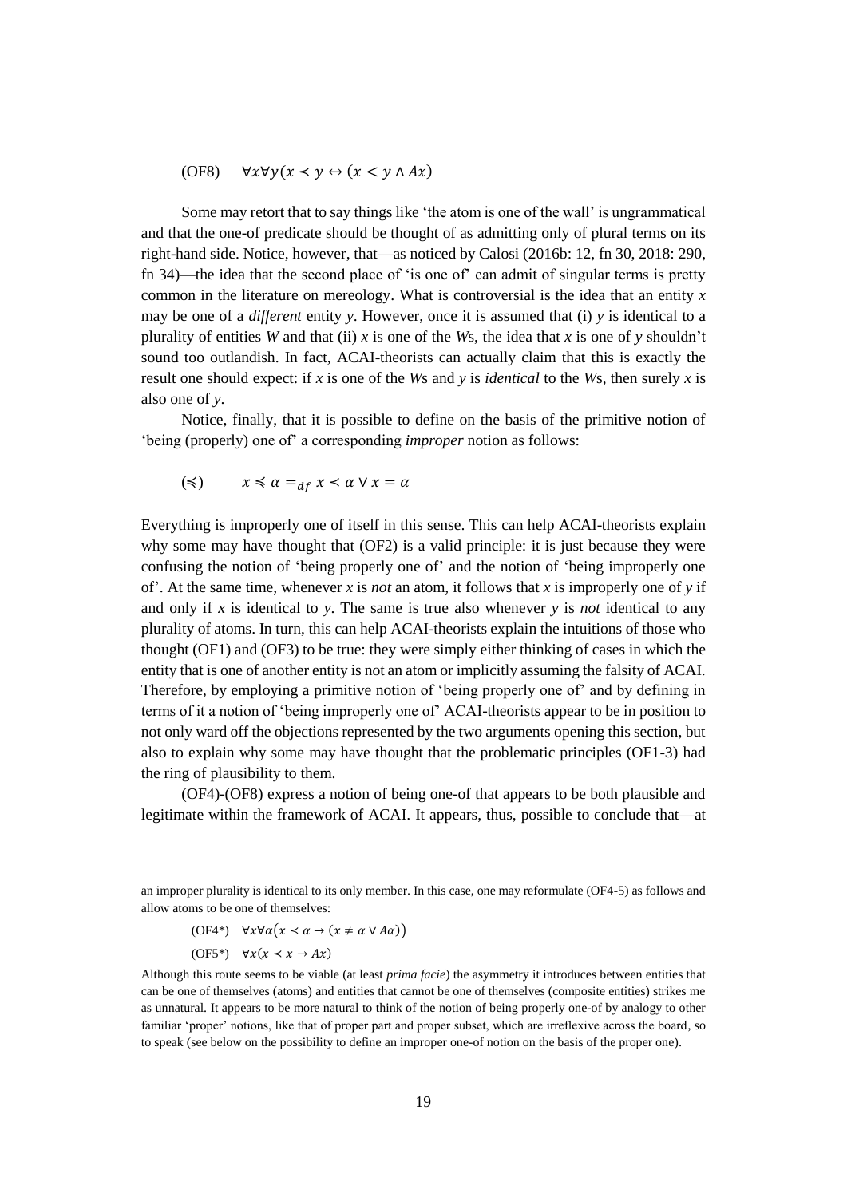(OF8) $\forall x \forall y(x \prec y \leftrightarrow (x < y \wedge Ax)$

Some may retort that to say things like 'the atom is one of the wall' is ungrammatical and that the one-of predicate should be thought of as admitting only of plural terms on its right-hand side. Notice, however, that—as noticed by Calosi (2016b: 12, fn 30, 2018: 290, fn 34)—the idea that the second place of 'is one of' can admit of singular terms is pretty common in the literature on mereology. What is controversial is the idea that an entity $x$ may be one of a *different* entity $y$. However, once it is assumed that (i) $y$ is identical to a plurality of entities $W$ and that (ii) $x$ is one of the $W$s, the idea that $x$ is one of $y$ shouldn't sound too outlandish. In fact, ACAI-theorists can actually claim that this is exactly the result one should expect: if $x$ is one of the $W$s and $y$ is *identical* to the $W$s, then surely $x$ is also one of $y$.

Notice, finally, that it is possible to define on the basis of the primitive notion of 'being (properly) one of' a corresponding *improper* notion as follows:

($\preccurlyeq$) $x \preccurlyeq \alpha =_{df} x \prec \alpha \vee x = \alpha$

Everything is improperly one of itself in this sense. This can help ACAI-theorists explain why some may have thought that (OF2) is a valid principle: it is just because they were confusing the notion of 'being properly one of' and the notion of 'being improperly one of'. At the same time, whenever $x$ is *not* an atom, it follows that $x$ is improperly one of $y$ if and only if $x$ is identical to $y$. The same is true also whenever $y$ is *not* identical to any plurality of atoms. In turn, this can help ACAI-theorists explain the intuitions of those who thought (OF1) and (OF3) to be true: they were simply either thinking of cases in which the entity that is one of another entity is not an atom or implicitly assuming the falsity of ACAI. Therefore, by employing a primitive notion of 'being properly one of' and by defining in terms of it a notion of 'being improperly one of' ACAI-theorists appear to be in position to not only ward off the objections represented by the two arguments opening this section, but also to explain why some may have thought that the problematic principles (OF1-3) had the ring of plausibility to them.

(OF4)-(OF8) express a notion of being one-of that appears to be both plausible and legitimate within the framework of ACAI. It appears, thus, possible to conclude that—at

---

an improper plurality is identical to its only member. In this case, one may reformulate (OF4-5) as follows and allow atoms to be one of themselves:

(OF4*) $\forall x \forall \alpha(x \prec \alpha \rightarrow (x \neq \alpha \vee A\alpha))$

(OF5*) $\forall x(x \prec x \rightarrow Ax)$

Although this route seems to be viable (at least *prima facie*) the asymmetry it introduces between entities that can be one of themselves (atoms) and entities that cannot be one of themselves (composite entities) strikes me as unnatural. It appears to be more natural to think of the notion of being properly one-of by analogy to other familiar 'proper' notions, like that of proper part and proper subset, which are irreflexive across the board, so to speak (see below on the possibility to define an improper one-of notion on the basis of the proper one).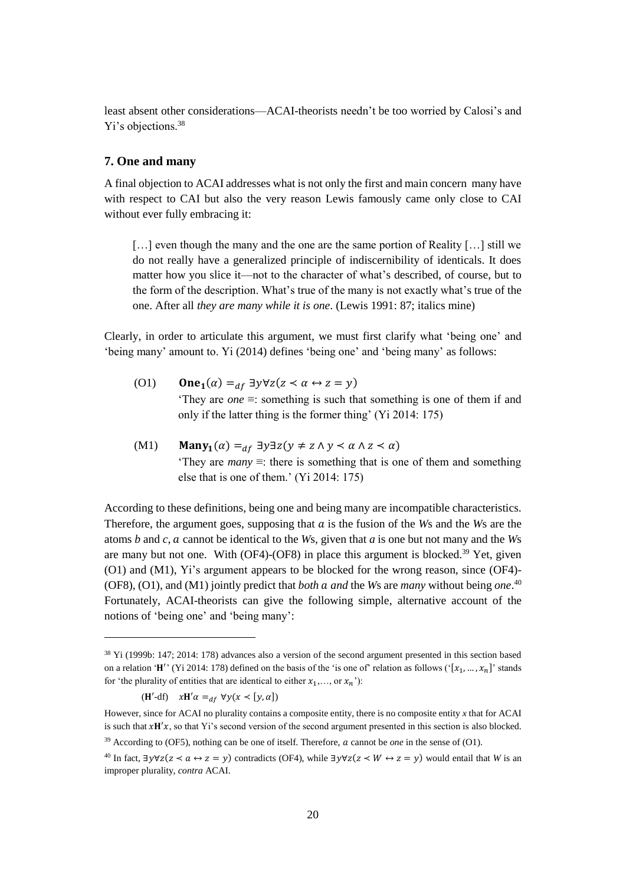least absent other considerations—ACAI-theorists needn't be too worried by Calosi's and Yi's objections.[38]

## 7. One and many

A final objection to ACAI addresses what is not only the first and main concern many have with respect to CAI but also the very reason Lewis famously came only close to CAI without ever fully embracing it:

> […] even though the many and the one are the same portion of Reality […] still we do not really have a generalized principle of indiscernibility of identicals. It does matter how you slice it—not to the character of what's described, of course, but to the form of the description. What's true of the many is not exactly what's true of the one. After all *they are many while it is one*. (Lewis 1991: 87; italics mine)

Clearly, in order to articulate this argument, we must first clarify what 'being one' and 'being many' amount to. Yi (2014) defines 'being one' and 'being many' as follows:

(O1) $\textbf{One}_\textbf{1}(\alpha) =_{df} \exists y \forall z (z \prec \alpha \leftrightarrow z = y)$
'They are *one* ≡: something is such that something is one of them if and only if the latter thing is the former thing' (Yi 2014: 175)

(M1) $\textbf{Many}_\textbf{1}(\alpha) =_{df} \exists y \exists z (y \neq z \wedge y \prec \alpha \wedge z \prec \alpha)$
'They are *many* ≡: there is something that is one of them and something else that is one of them.' (Yi 2014: 175)

According to these definitions, being one and being many are incompatible characteristics. Therefore, the argument goes, supposing that $a$ is the fusion of the *W*s and the *W*s are the atoms *b* and *c*, $a$ cannot be identical to the *W*s, given that *a* is one but not many and the *W*s are many but not one. With (OF4)-(OF8) in place this argument is blocked.[39] Yet, given (O1) and (M1), Yi's argument appears to be blocked for the wrong reason, since (OF4)-(OF8), (O1), and (M1) jointly predict that *both* $a$ *and* the *W*s are *many* without being *one*.[40] Fortunately, ACAI-theorists can give the following simple, alternative account of the notions of 'being one' and 'being many':

---

[38] Yi (1999b: 147; 2014: 178) advances also a version of the second argument presented in this section based on a relation '$\mathbf{H}'$' (Yi 2014: 178) defined on the basis of the 'is one of' relation as follows ('$[x_1, \ldots, x_n]$' stands for 'the plurality of entities that are identical to either $x_1$,…, or $x_n$'):

($\mathbf{H}'$-df) $\quad x\mathbf{H}'\alpha =_{df} \forall y (x \prec [y, \alpha])$

However, since for ACAI no plurality contains a composite entity, there is no composite entity *x* that for ACAI is such that $x\mathbf{H}'x$, so that Yi's second version of the second argument presented in this section is also blocked.

[39] According to (OF5), nothing can be one of itself. Therefore, $a$ cannot be *one* in the sense of (O1).

[40] In fact, $\exists y \forall z (z \prec a \leftrightarrow z = y)$ contradicts (OF4), while $\exists y \forall z (z \prec W \leftrightarrow z = y)$ would entail that *W* is an improper plurality, *contra* ACAI.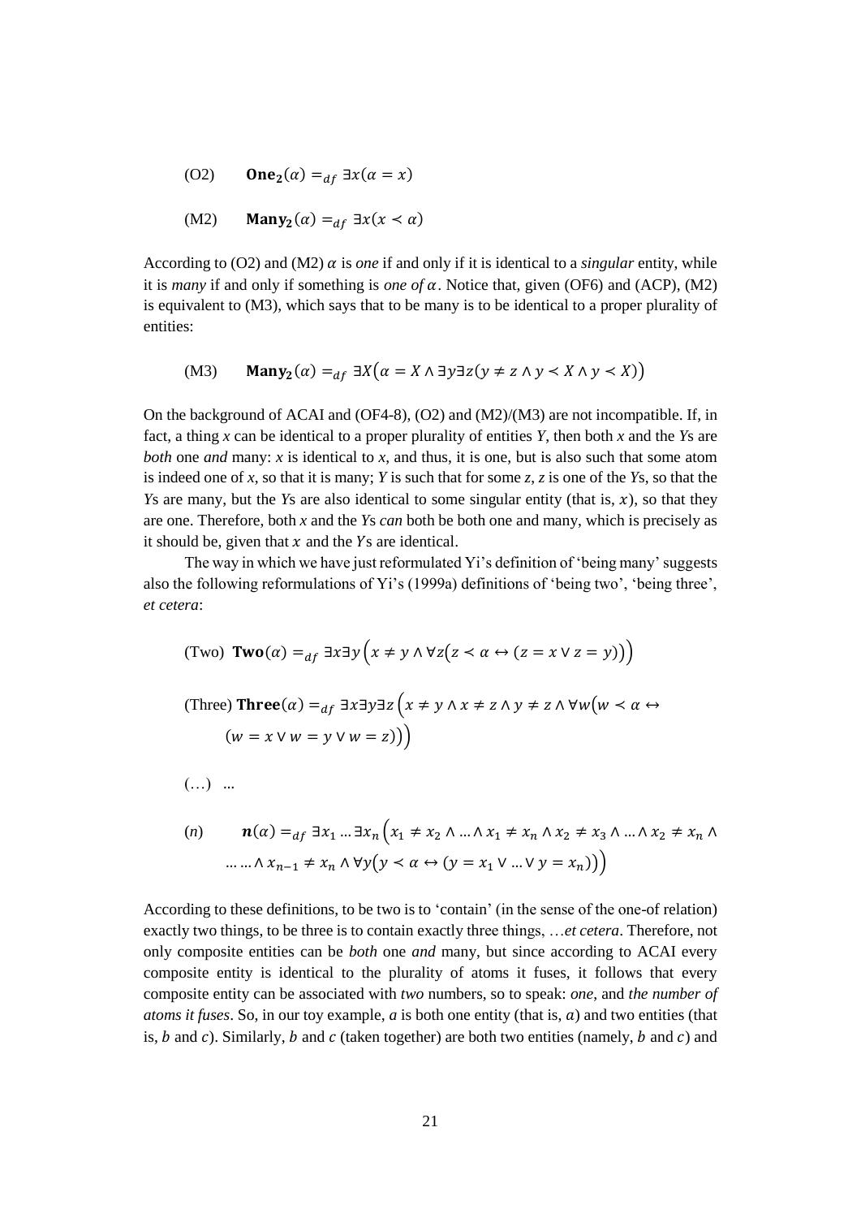(O2) $\quad \mathbf{One_2}(\alpha) =_{df} \exists x(\alpha = x)$

(M2) $\quad \mathbf{Many_2}(\alpha) =_{df} \exists x(x \prec \alpha)$

According to (O2) and (M2) $\alpha$ is *one* if and only if it is identical to a *singular* entity, while it is *many* if and only if something is *one of* $\alpha$. Notice that, given (OF6) and (ACP), (M2) is equivalent to (M3), which says that to be many is to be identical to a proper plurality of entities:

(M3) $\quad \mathbf{Many_2}(\alpha) =_{df} \exists X\big(\alpha = X \wedge \exists y \exists z(y \neq z \wedge y \prec X \wedge y \prec X)\big)$

On the background of ACAI and (OF4-8), (O2) and (M2)/(M3) are not incompatible. If, in fact, a thing *x* can be identical to a proper plurality of entities *Y*, then both *x* and the *Y*s are *both* one *and* many: *x* is identical to *x*, and thus, it is one, but is also such that some atom is indeed one of *x*, so that it is many; *Y* is such that for some *z*, *z* is one of the *Y*s, so that the *Y*s are many, but the *Y*s are also identical to some singular entity (that is, $x$), so that they are one. Therefore, both *x* and the *Y*s *can* both be both one and many, which is precisely as it should be, given that $x$ and the $Y$s are identical.

The way in which we have just reformulated Yi's definition of 'being many' suggests also the following reformulations of Yi's (1999a) definitions of 'being two', 'being three', *et cetera*:

(Two) $\mathbf{Two}(\alpha) =_{df} \exists x \exists y\Big(x \neq y \wedge \forall z\big(z \prec \alpha \leftrightarrow (z = x \vee z = y)\big)\Big)$

(Three) $\mathbf{Three}(\alpha) =_{df} \exists x \exists y \exists z\Big(x \neq y \wedge x \neq z \wedge y \neq z \wedge \forall w\big(w \prec \alpha \leftrightarrow (w = x \vee w = y \vee w = z)\big)\Big)$

(…) ...

($n$) $\quad \boldsymbol{n}(\alpha) =_{df} \exists x_1 \ldots \exists x_n\Big(x_1 \neq x_2 \wedge \ldots \wedge x_1 \neq x_n \wedge x_2 \neq x_3 \wedge \ldots \wedge x_2 \neq x_n \wedge \ldots \ldots \wedge x_{n-1} \neq x_n \wedge \forall y\big(y \prec \alpha \leftrightarrow (y = x_1 \vee \ldots \vee y = x_n)\big)\Big)$

According to these definitions, to be two is to 'contain' (in the sense of the one-of relation) exactly two things, to be three is to contain exactly three things, …*et cetera*. Therefore, not only composite entities can be *both* one *and* many, but since according to ACAI every composite entity is identical to the plurality of atoms it fuses, it follows that every composite entity can be associated with *two* numbers, so to speak: *one*, and *the number of atoms it fuses*. So, in our toy example, *a* is both one entity (that is, $a$) and two entities (that is, *b* and *c*). Similarly, *b* and *c* (taken together) are both two entities (namely, $b$ and $c$) and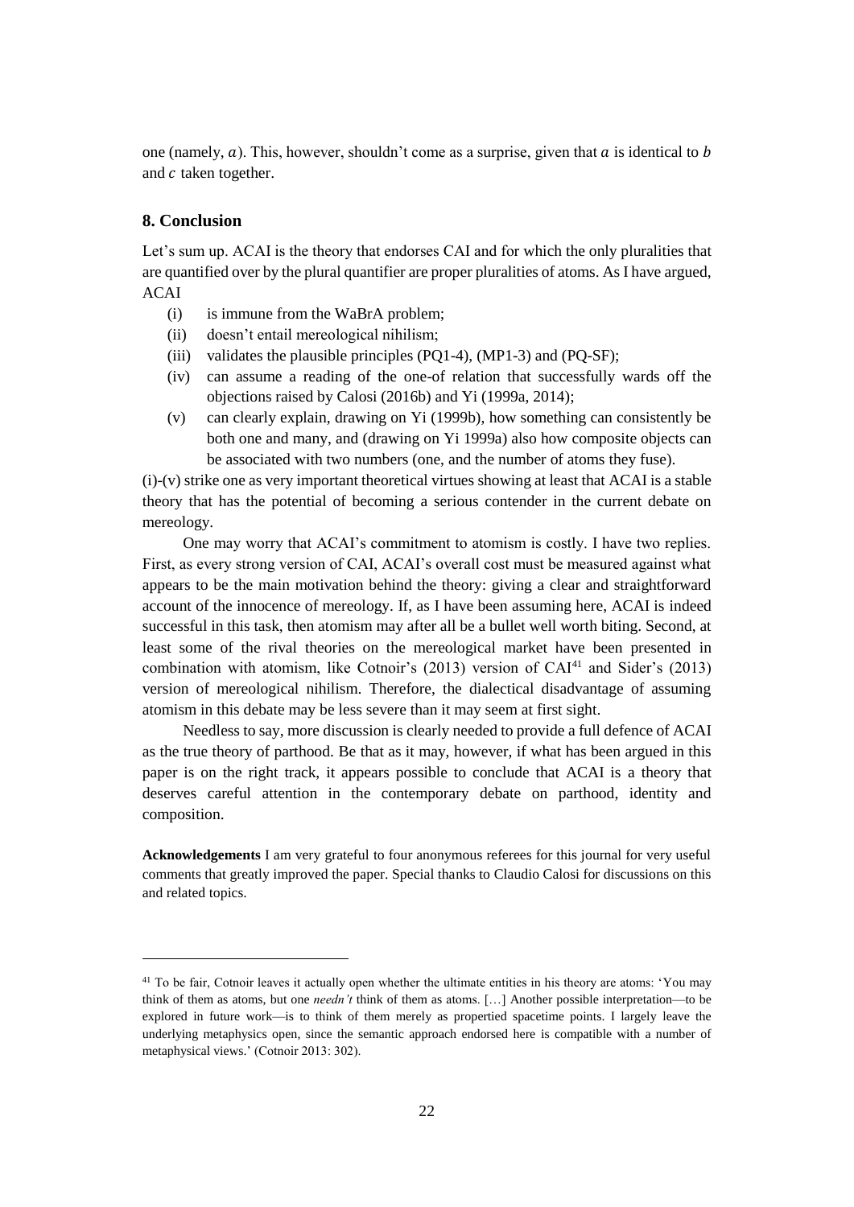one (namely, $a$). This, however, shouldn't come as a surprise, given that $a$ is identical to $b$ and $c$ taken together.

## 8. Conclusion

Let's sum up. ACAI is the theory that endorses CAI and for which the only pluralities that are quantified over by the plural quantifier are proper pluralities of atoms. As I have argued, ACAI

(i) is immune from the WaBrA problem;
(ii) doesn't entail mereological nihilism;
(iii) validates the plausible principles (PQ1-4), (MP1-3) and (PQ-SF);
(iv) can assume a reading of the one-of relation that successfully wards off the objections raised by Calosi (2016b) and Yi (1999a, 2014);
(v) can clearly explain, drawing on Yi (1999b), how something can consistently be both one and many, and (drawing on Yi 1999a) also how composite objects can be associated with two numbers (one, and the number of atoms they fuse).

(i)-(v) strike one as very important theoretical virtues showing at least that ACAI is a stable theory that has the potential of becoming a serious contender in the current debate on mereology.

One may worry that ACAI's commitment to atomism is costly. I have two replies. First, as every strong version of CAI, ACAI's overall cost must be measured against what appears to be the main motivation behind the theory: giving a clear and straightforward account of the innocence of mereology. If, as I have been assuming here, ACAI is indeed successful in this task, then atomism may after all be a bullet well worth biting. Second, at least some of the rival theories on the mereological market have been presented in combination with atomism, like Cotnoir's (2013) version of CAI[41] and Sider's (2013) version of mereological nihilism. Therefore, the dialectical disadvantage of assuming atomism in this debate may be less severe than it may seem at first sight.

Needless to say, more discussion is clearly needed to provide a full defence of ACAI as the true theory of parthood. Be that as it may, however, if what has been argued in this paper is on the right track, it appears possible to conclude that ACAI is a theory that deserves careful attention in the contemporary debate on parthood, identity and composition.

**Acknowledgements** I am very grateful to four anonymous referees for this journal for very useful comments that greatly improved the paper. Special thanks to Claudio Calosi for discussions on this and related topics.

---

[41] To be fair, Cotnoir leaves it actually open whether the ultimate entities in his theory are atoms: 'You may think of them as atoms, but one *needn't* think of them as atoms. […] Another possible interpretation—to be explored in future work—is to think of them merely as propertied spacetime points. I largely leave the underlying metaphysics open, since the semantic approach endorsed here is compatible with a number of metaphysical views.' (Cotnoir 2013: 302).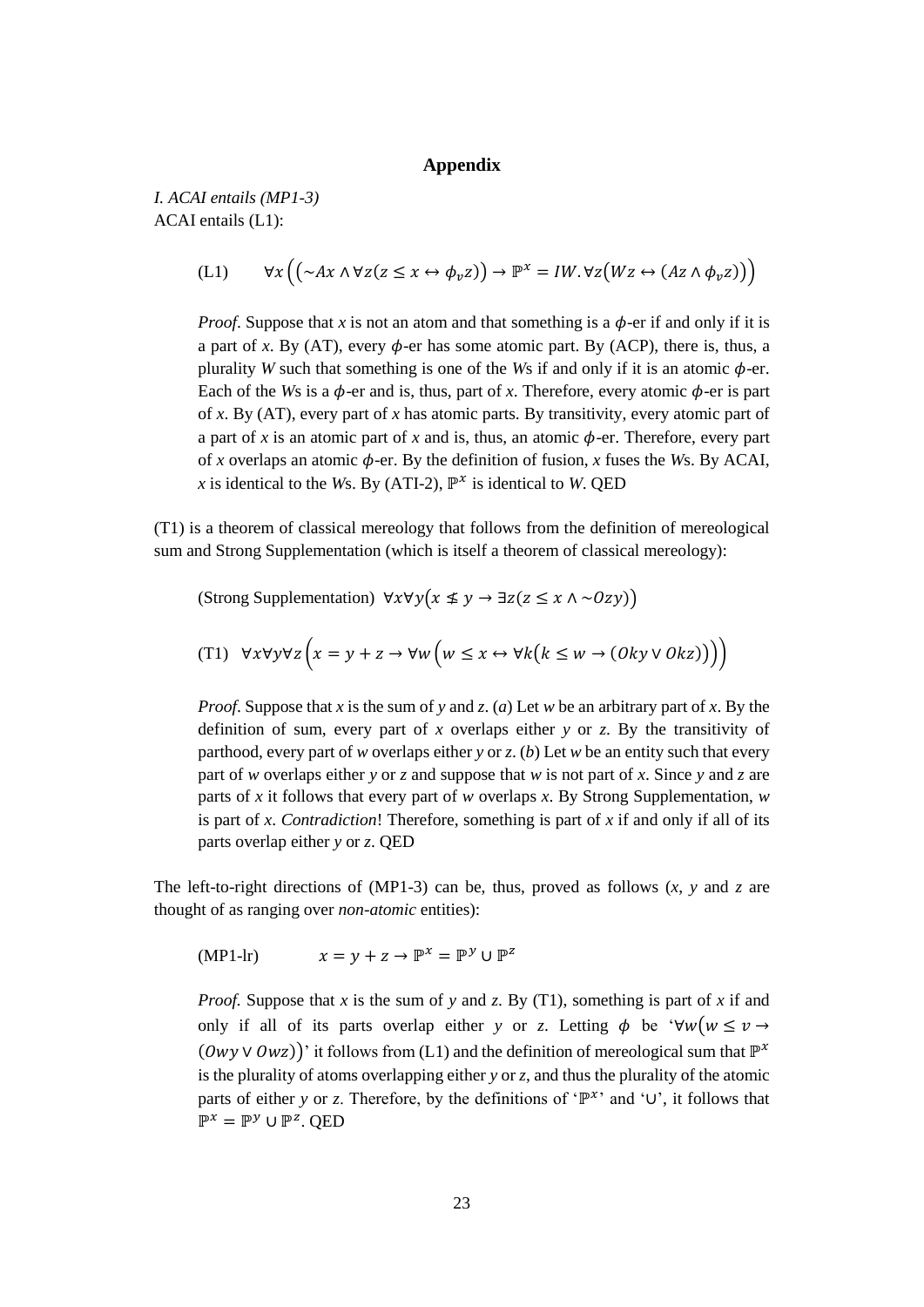## Appendix

*I. ACAI entails (MP1-3)*

ACAI entails (L1):

$$\text{(L1)} \qquad \forall x\Big(\big(\sim Ax \wedge \forall z(z \leq x \leftrightarrow \phi_v z)\big) \rightarrow \mathbb{P}^x = IW.\forall z\big(Wz \leftrightarrow (Az \wedge \phi_v z)\big)\Big)$$

*Proof*. Suppose that *x* is not an atom and that something is a $\phi$-er if and only if it is a part of *x*. By (AT), every $\phi$-er has some atomic part. By (ACP), there is, thus, a plurality *W* such that something is one of the *W*s if and only if it is an atomic $\phi$-er. Each of the *W*s is a $\phi$-er and is, thus, part of *x*. Therefore, every atomic $\phi$-er is part of *x*. By (AT), every part of *x* has atomic parts. By transitivity, every atomic part of a part of *x* is an atomic part of *x* and is, thus, an atomic $\phi$-er. Therefore, every part of *x* overlaps an atomic $\phi$-er. By the definition of fusion, *x* fuses the *W*s. By ACAI, *x* is identical to the *W*s. By (ATI-2), $\mathbb{P}^x$ is identical to *W*. QED

(T1) is a theorem of classical mereology that follows from the definition of mereological sum and Strong Supplementation (which is itself a theorem of classical mereology):

$$\text{(Strong Supplementation)} \ \ \forall x \forall y\big(x \nleq y \rightarrow \exists z(z \leq x \wedge \sim Ozy)\big)$$

$$\text{(T1)} \ \ \forall x \forall y \forall z\Big(x = y + z \rightarrow \forall w\Big(w \leq x \leftrightarrow \forall k\big(k \leq w \rightarrow (Oky \vee Okz)\big)\Big)\Big)$$

*Proof*. Suppose that *x* is the sum of *y* and *z*. (*a*) Let *w* be an arbitrary part of *x*. By the definition of sum, every part of *x* overlaps either *y* or *z*. By the transitivity of parthood, every part of *w* overlaps either *y* or *z*. (*b*) Let *w* be an entity such that every part of *w* overlaps either *y* or *z* and suppose that *w* is not part of *x*. Since *y* and *z* are parts of *x* it follows that every part of *w* overlaps *x*. By Strong Supplementation, *w* is part of *x*. *Contradiction*! Therefore, something is part of *x* if and only if all of its parts overlap either *y* or *z*. QED

The left-to-right directions of (MP1-3) can be, thus, proved as follows (*x*, *y* and *z* are thought of as ranging over *non-atomic* entities):

$$\text{(MP1-lr)} \qquad x = y + z \rightarrow \mathbb{P}^x = \mathbb{P}^y \cup \mathbb{P}^z$$

*Proof.* Suppose that *x* is the sum of *y* and *z*. By (T1), something is part of *x* if and only if all of its parts overlap either *y* or *z*. Letting $\phi$ be '$\forall w\big(w \leq v \rightarrow (Owy \vee Owz)\big)$' it follows from (L1) and the definition of mereological sum that $\mathbb{P}^x$ is the plurality of atoms overlapping either *y* or *z*, and thus the plurality of the atomic parts of either *y* or *z*. Therefore, by the definitions of '$\mathbb{P}^x$' and '$\cup$', it follows that $\mathbb{P}^x = \mathbb{P}^y \cup \mathbb{P}^z$. QED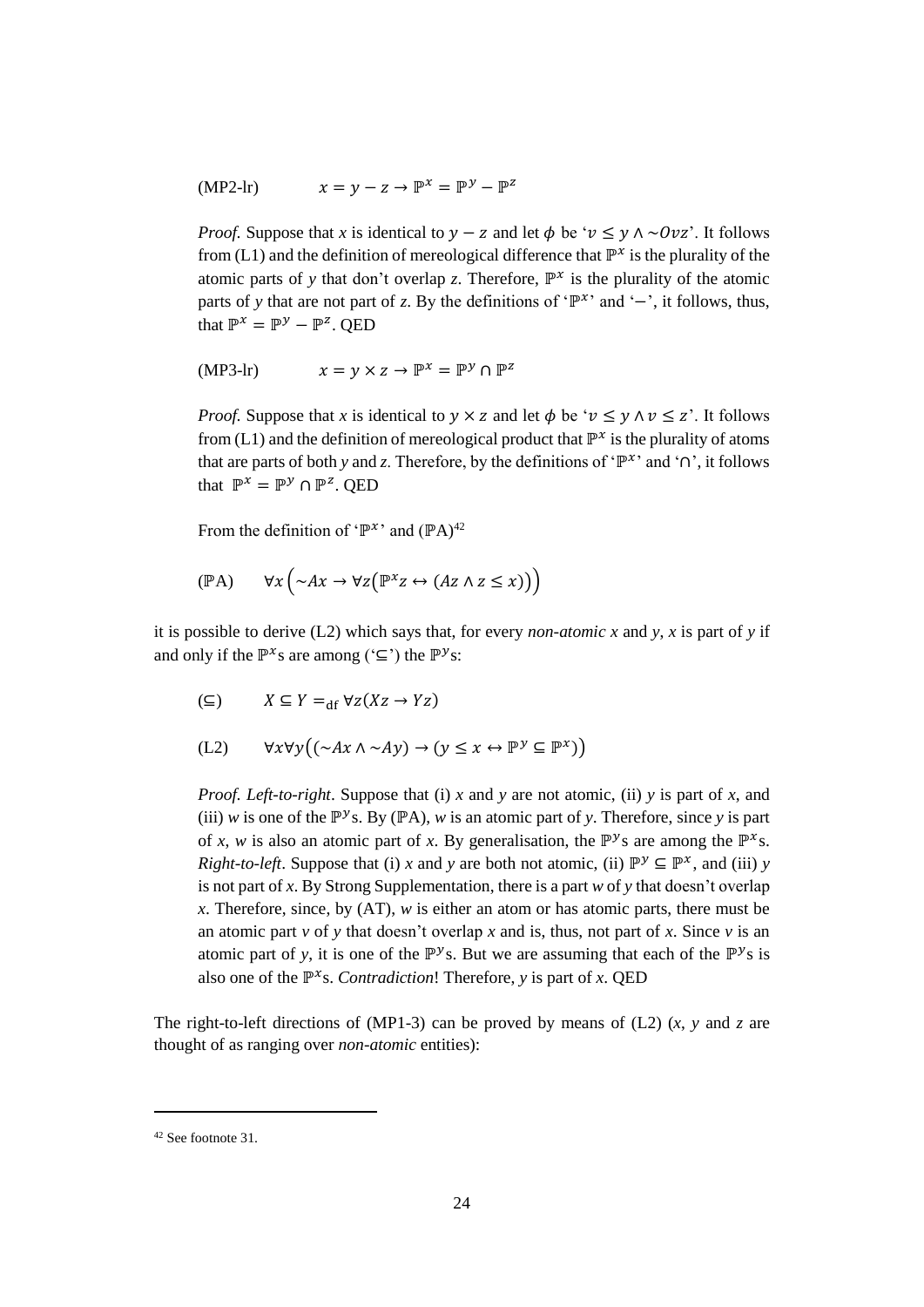(MP2-lr) $\quad x = y - z \rightarrow \mathbb{P}^x = \mathbb{P}^y - \mathbb{P}^z$

*Proof.* Suppose that *x* is identical to $y - z$ and let $\phi$ be '$v \leq y \wedge \sim Ovz$'. It follows from (L1) and the definition of mereological difference that $\mathbb{P}^x$ is the plurality of the atomic parts of *y* that don't overlap *z*. Therefore, $\mathbb{P}^x$ is the plurality of the atomic parts of *y* that are not part of *z*. By the definitions of '$\mathbb{P}^x$' and '$-$', it follows, thus, that $\mathbb{P}^x = \mathbb{P}^y - \mathbb{P}^z$. QED

(MP3-lr) $\quad x = y \times z \rightarrow \mathbb{P}^x = \mathbb{P}^y \cap \mathbb{P}^z$

*Proof.* Suppose that *x* is identical to $y \times z$ and let $\phi$ be '$v \leq y \wedge v \leq z$'. It follows from (L1) and the definition of mereological product that $\mathbb{P}^x$ is the plurality of atoms that are parts of both *y* and *z*. Therefore, by the definitions of '$\mathbb{P}^x$' and '$\cap$', it follows that $\mathbb{P}^x = \mathbb{P}^y \cap \mathbb{P}^z$. QED

From the definition of '$\mathbb{P}^x$' and ($\mathbb{P}$A)[42]

($\mathbb{P}$A) $\quad \forall x \left( \sim Ax \rightarrow \forall z \left( \mathbb{P}^x z \leftrightarrow (Az \wedge z \leq x) \right) \right)$

it is possible to derive (L2) which says that, for every *non-atomic* *x* and *y*, *x* is part of *y* if and only if the $\mathbb{P}^x$s are among ('$\subseteq$') the $\mathbb{P}^y$s:

($\subseteq$) $\quad X \subseteq Y =_{\text{df}} \forall z (Xz \rightarrow Yz)$

(L2) $\quad \forall x \forall y \left( (\sim Ax \wedge \sim Ay) \rightarrow (y \leq x \leftrightarrow \mathbb{P}^y \subseteq \mathbb{P}^x) \right)$

*Proof. Left-to-right*. Suppose that (i) *x* and *y* are not atomic, (ii) *y* is part of *x*, and (iii) *w* is one of the $\mathbb{P}^y$s. By ($\mathbb{P}$A), *w* is an atomic part of *y*. Therefore, since *y* is part of *x*, *w* is also an atomic part of *x*. By generalisation, the $\mathbb{P}^y$s are among the $\mathbb{P}^x$s. *Right-to-left*. Suppose that (i) *x* and *y* are both not atomic, (ii) $\mathbb{P}^y \subseteq \mathbb{P}^x$, and (iii) *y* is not part of *x*. By Strong Supplementation, there is a part *w* of *y* that doesn't overlap *x*. Therefore, since, by (AT), *w* is either an atom or has atomic parts, there must be an atomic part *v* of *y* that doesn't overlap *x* and is, thus, not part of *x*. Since *v* is an atomic part of *y*, it is one of the $\mathbb{P}^y$s. But we are assuming that each of the $\mathbb{P}^y$s is also one of the $\mathbb{P}^x$s. *Contradiction*! Therefore, *y* is part of *x*. QED

The right-to-left directions of (MP1-3) can be proved by means of (L2) (*x*, *y* and *z* are thought of as ranging over *non-atomic* entities):

---

[42] See footnote 31.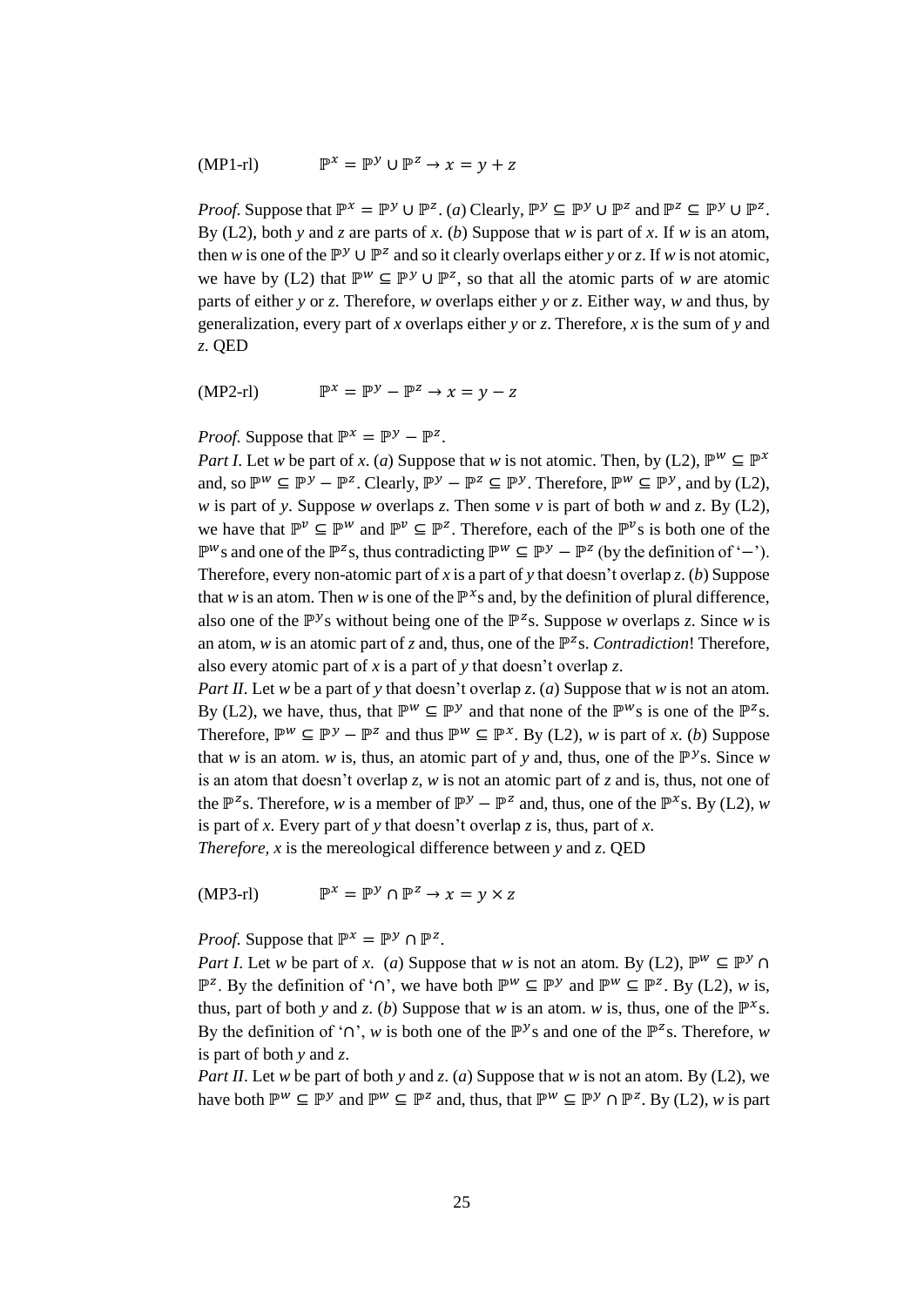(MP1-rl) $\mathbb{P}^x = \mathbb{P}^y \cup \mathbb{P}^z \rightarrow x = y + z$

*Proof.* Suppose that $\mathbb{P}^x = \mathbb{P}^y \cup \mathbb{P}^z$. (*a*) Clearly, $\mathbb{P}^y \subseteq \mathbb{P}^y \cup \mathbb{P}^z$ and $\mathbb{P}^z \subseteq \mathbb{P}^y \cup \mathbb{P}^z$. By (L2), both *y* and *z* are parts of *x*. (*b*) Suppose that *w* is part of *x*. If *w* is an atom, then *w* is one of the $\mathbb{P}^y \cup \mathbb{P}^z$ and so it clearly overlaps either *y* or *z*. If *w* is not atomic, we have by (L2) that $\mathbb{P}^w \subseteq \mathbb{P}^y \cup \mathbb{P}^z$, so that all the atomic parts of *w* are atomic parts of either *y* or *z*. Therefore, *w* overlaps either *y* or *z*. Either way, *w* and thus, by generalization, every part of *x* overlaps either *y* or *z*. Therefore, *x* is the sum of *y* and *z*. QED

(MP2-rl) $\mathbb{P}^x = \mathbb{P}^y - \mathbb{P}^z \rightarrow x = y - z$

*Proof.* Suppose that $\mathbb{P}^x = \mathbb{P}^y - \mathbb{P}^z$.

*Part I*. Let *w* be part of *x*. (*a*) Suppose that *w* is not atomic. Then, by (L2), $\mathbb{P}^w \subseteq \mathbb{P}^x$ and, so $\mathbb{P}^w \subseteq \mathbb{P}^y - \mathbb{P}^z$. Clearly, $\mathbb{P}^y - \mathbb{P}^z \subseteq \mathbb{P}^y$. Therefore, $\mathbb{P}^w \subseteq \mathbb{P}^y$, and by (L2), *w* is part of *y*. Suppose *w* overlaps *z*. Then some *v* is part of both *w* and *z*. By (L2), we have that $\mathbb{P}^v \subseteq \mathbb{P}^w$ and $\mathbb{P}^v \subseteq \mathbb{P}^z$. Therefore, each of the $\mathbb{P}^v$s is both one of the $\mathbb{P}^w$s and one of the $\mathbb{P}^z$s, thus contradicting $\mathbb{P}^w \subseteq \mathbb{P}^y - \mathbb{P}^z$ (by the definition of '$-$'). Therefore, every non-atomic part of *x* is a part of *y* that doesn't overlap *z*. (*b*) Suppose that *w* is an atom. Then *w* is one of the $\mathbb{P}^x$s and, by the definition of plural difference, also one of the $\mathbb{P}^y$s without being one of the $\mathbb{P}^z$s. Suppose *w* overlaps *z*. Since *w* is an atom, *w* is an atomic part of *z* and, thus, one of the $\mathbb{P}^z$s. *Contradiction*! Therefore, also every atomic part of *x* is a part of *y* that doesn't overlap *z*.

*Part II*. Let *w* be a part of *y* that doesn't overlap *z*. (*a*) Suppose that *w* is not an atom. By (L2), we have, thus, that $\mathbb{P}^w \subseteq \mathbb{P}^y$ and that none of the $\mathbb{P}^w$s is one of the $\mathbb{P}^z$s. Therefore, $\mathbb{P}^w \subseteq \mathbb{P}^y - \mathbb{P}^z$ and thus $\mathbb{P}^w \subseteq \mathbb{P}^x$. By (L2), *w* is part of *x*. (*b*) Suppose that *w* is an atom. *w* is, thus, an atomic part of *y* and, thus, one of the $\mathbb{P}^y$s. Since *w* is an atom that doesn't overlap *z*, *w* is not an atomic part of *z* and is, thus, not one of the $\mathbb{P}^z$s. Therefore, *w* is a member of $\mathbb{P}^y - \mathbb{P}^z$ and, thus, one of the $\mathbb{P}^x$s. By (L2), *w* is part of *x*. Every part of *y* that doesn't overlap *z* is, thus, part of *x*.

*Therefore*, *x* is the mereological difference between *y* and *z*. QED

(MP3-rl) $\mathbb{P}^x = \mathbb{P}^y \cap \mathbb{P}^z \rightarrow x = y \times z$

*Proof.* Suppose that $\mathbb{P}^x = \mathbb{P}^y \cap \mathbb{P}^z$.

*Part I*. Let *w* be part of *x*. (*a*) Suppose that *w* is not an atom. By (L2), $\mathbb{P}^w \subseteq \mathbb{P}^y \cap \mathbb{P}^z$. By the definition of '$\cap$', we have both $\mathbb{P}^w \subseteq \mathbb{P}^y$ and $\mathbb{P}^w \subseteq \mathbb{P}^z$. By (L2), *w* is, thus, part of both *y* and *z*. (*b*) Suppose that *w* is an atom. *w* is, thus, one of the $\mathbb{P}^x$s. By the definition of '$\cap$', *w* is both one of the $\mathbb{P}^y$s and one of the $\mathbb{P}^z$s. Therefore, *w* is part of both *y* and *z*.

*Part II*. Let *w* be part of both *y* and *z*. (*a*) Suppose that *w* is not an atom. By (L2), we have both $\mathbb{P}^w \subseteq \mathbb{P}^y$ and $\mathbb{P}^w \subseteq \mathbb{P}^z$ and, thus, that $\mathbb{P}^w \subseteq \mathbb{P}^y \cap \mathbb{P}^z$. By (L2), *w* is part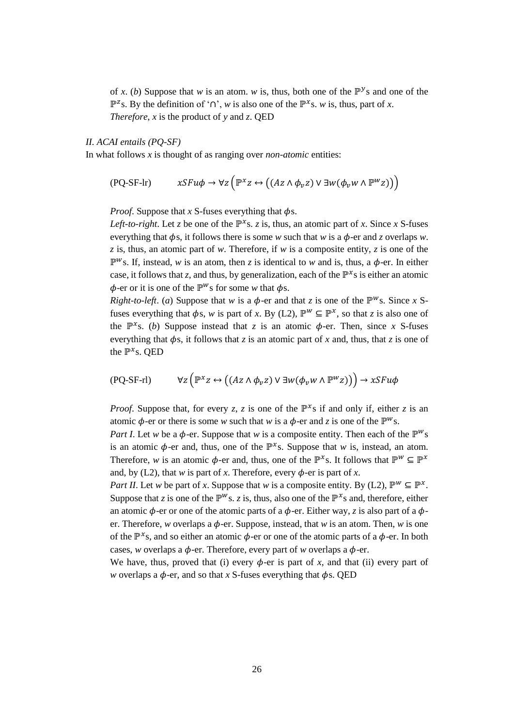of *x*. (*b*) Suppose that *w* is an atom. *w* is, thus, both one of the $\mathbb{P}^y$s and one of the $\mathbb{P}^z$s. By the definition of '$\cap$', *w* is also one of the $\mathbb{P}^x$s. *w* is, thus, part of *x*. *Therefore*, *x* is the product of *y* and *z*. QED

*II. ACAI entails (PQ-SF)*

In what follows *x* is thought of as ranging over *non-atomic* entities:

$$\text{(PQ-SF-lr)} \qquad xSFu\phi \rightarrow \forall z\left(\mathbb{P}^x z \leftrightarrow \left((Az \wedge \phi_v z) \vee \exists w(\phi_v w \wedge \mathbb{P}^w z)\right)\right)$$

*Proof*. Suppose that *x* S-fuses everything that $\phi$s.

*Left-to-right*. Let *z* be one of the $\mathbb{P}^x$s. *z* is, thus, an atomic part of *x*. Since *x* S-fuses everything that $\phi$s, it follows there is some *w* such that *w* is a $\phi$-er and *z* overlaps *w*. *z* is, thus, an atomic part of *w*. Therefore, if *w* is a composite entity, *z* is one of the $\mathbb{P}^w$s. If, instead, *w* is an atom, then *z* is identical to *w* and is, thus, a $\phi$-er. In either case, it follows that *z*, and thus, by generalization, each of the $\mathbb{P}^x$s is either an atomic $\phi$-er or it is one of the $\mathbb{P}^w$s for some *w* that $\phi$s.

*Right-to-left*. (*a*) Suppose that *w* is a $\phi$-er and that *z* is one of the $\mathbb{P}^w$s. Since *x* S-fuses everything that $\phi$s, *w* is part of *x*. By (L2), $\mathbb{P}^w \subseteq \mathbb{P}^x$, so that *z* is also one of the $\mathbb{P}^x$s. (*b*) Suppose instead that *z* is an atomic $\phi$-er. Then, since *x* S-fuses everything that $\phi$s, it follows that *z* is an atomic part of *x* and, thus, that *z* is one of the $\mathbb{P}^x$s. QED

$$\text{(PQ-SF-rl)} \qquad \forall z\left(\mathbb{P}^x z \leftrightarrow \left((Az \wedge \phi_v z) \vee \exists w(\phi_v w \wedge \mathbb{P}^w z)\right)\right) \rightarrow xSFu\phi$$

*Proof*. Suppose that, for every *z*, *z* is one of the $\mathbb{P}^x$s if and only if, either *z* is an atomic $\phi$-er or there is some *w* such that *w* is a $\phi$-er and *z* is one of the $\mathbb{P}^w$s.

*Part I*. Let *w* be a $\phi$-er. Suppose that *w* is a composite entity. Then each of the $\mathbb{P}^w$s is an atomic $\phi$-er and, thus, one of the $\mathbb{P}^x$s. Suppose that *w* is, instead, an atom. Therefore, *w* is an atomic $\phi$-er and, thus, one of the $\mathbb{P}^x$s. It follows that $\mathbb{P}^w \subseteq \mathbb{P}^x$ and, by (L2), that *w* is part of *x*. Therefore, every $\phi$-er is part of *x*.

*Part II*. Let *w* be part of *x*. Suppose that *w* is a composite entity. By (L2), $\mathbb{P}^w \subseteq \mathbb{P}^x$. Suppose that *z* is one of the $\mathbb{P}^w$s. *z* is, thus, also one of the $\mathbb{P}^x$s and, therefore, either an atomic $\phi$-er or one of the atomic parts of a $\phi$-er. Either way, *z* is also part of a $\phi$-er. Therefore, *w* overlaps a $\phi$-er. Suppose, instead, that *w* is an atom. Then, *w* is one of the $\mathbb{P}^x$s, and so either an atomic $\phi$-er or one of the atomic parts of a $\phi$-er. In both cases, *w* overlaps a $\phi$-er. Therefore, every part of *w* overlaps a $\phi$-er.

We have, thus, proved that (i) every $\phi$-er is part of *x*, and that (ii) every part of *w* overlaps a $\phi$-er, and so that *x* S-fuses everything that $\phi$s. QED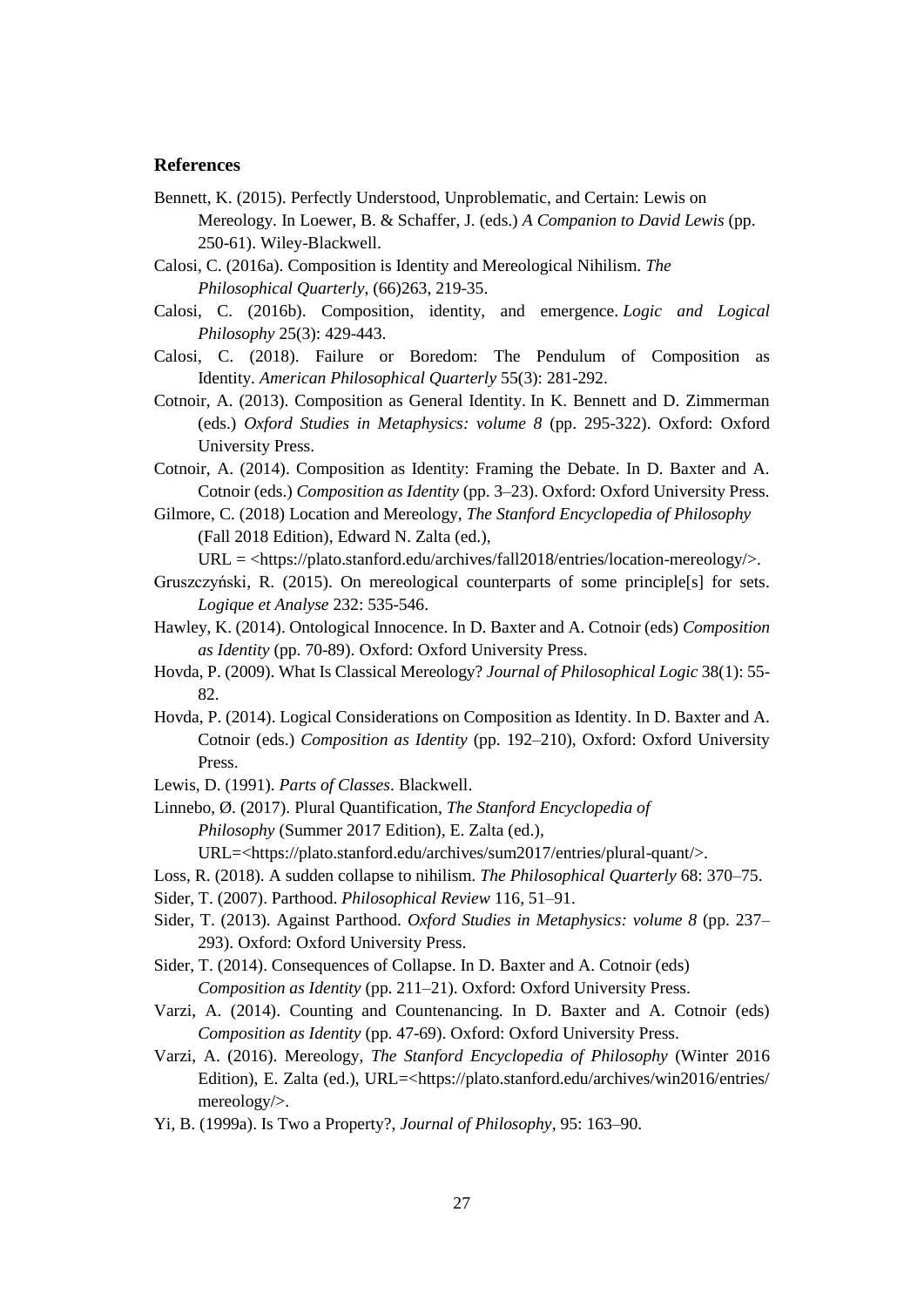## References

Bennett, K. (2015). Perfectly Understood, Unproblematic, and Certain: Lewis on Mereology. In Loewer, B. & Schaffer, J. (eds.) *A Companion to David Lewis* (pp. 250-61). Wiley-Blackwell.

Calosi, C. (2016a). Composition is Identity and Mereological Nihilism. *The Philosophical Quarterly*, (66)263, 219-35.

Calosi, C. (2016b). Composition, identity, and emergence. *Logic and Logical Philosophy* 25(3): 429-443.

Calosi, C. (2018). Failure or Boredom: The Pendulum of Composition as Identity. *American Philosophical Quarterly* 55(3): 281-292.

Cotnoir, A. (2013). Composition as General Identity. In K. Bennett and D. Zimmerman (eds.) *Oxford Studies in Metaphysics: volume 8* (pp. 295-322). Oxford: Oxford University Press.

Cotnoir, A. (2014). Composition as Identity: Framing the Debate. In D. Baxter and A. Cotnoir (eds.) *Composition as Identity* (pp. 3–23). Oxford: Oxford University Press.

Gilmore, C. (2018) Location and Mereology, *The Stanford Encyclopedia of Philosophy* (Fall 2018 Edition), Edward N. Zalta (ed.), URL = <https://plato.stanford.edu/archives/fall2018/entries/location-mereology/>.

Gruszczyński, R. (2015). On mereological counterparts of some principle[s] for sets. *Logique et Analyse* 232: 535-546.

Hawley, K. (2014). Ontological Innocence. In D. Baxter and A. Cotnoir (eds) *Composition as Identity* (pp. 70-89). Oxford: Oxford University Press.

Hovda, P. (2009). What Is Classical Mereology? *Journal of Philosophical Logic* 38(1): 55-82.

Hovda, P. (2014). Logical Considerations on Composition as Identity. In D. Baxter and A. Cotnoir (eds.) *Composition as Identity* (pp. 192–210), Oxford: Oxford University Press.

Lewis, D. (1991). *Parts of Classes*. Blackwell.

Linnebo, Ø. (2017). Plural Quantification, *The Stanford Encyclopedia of Philosophy* (Summer 2017 Edition), E. Zalta (ed.), URL=<https://plato.stanford.edu/archives/sum2017/entries/plural-quant/>.

Loss, R. (2018). A sudden collapse to nihilism. *The Philosophical Quarterly* 68: 370–75.

Sider, T. (2007). Parthood. *Philosophical Review* 116, 51–91.

Sider, T. (2013). Against Parthood. *Oxford Studies in Metaphysics: volume 8* (pp. 237–293). Oxford: Oxford University Press.

Sider, T. (2014). Consequences of Collapse. In D. Baxter and A. Cotnoir (eds) *Composition as Identity* (pp. 211–21). Oxford: Oxford University Press.

Varzi, A. (2014). Counting and Countenancing. In D. Baxter and A. Cotnoir (eds) *Composition as Identity* (pp. 47-69). Oxford: Oxford University Press.

Varzi, A. (2016). Mereology, *The Stanford Encyclopedia of Philosophy* (Winter 2016 Edition), E. Zalta (ed.), URL=<https://plato.stanford.edu/archives/win2016/entries/mereology/>.

Yi, B. (1999a). Is Two a Property?, *Journal of Philosophy*, 95: 163–90.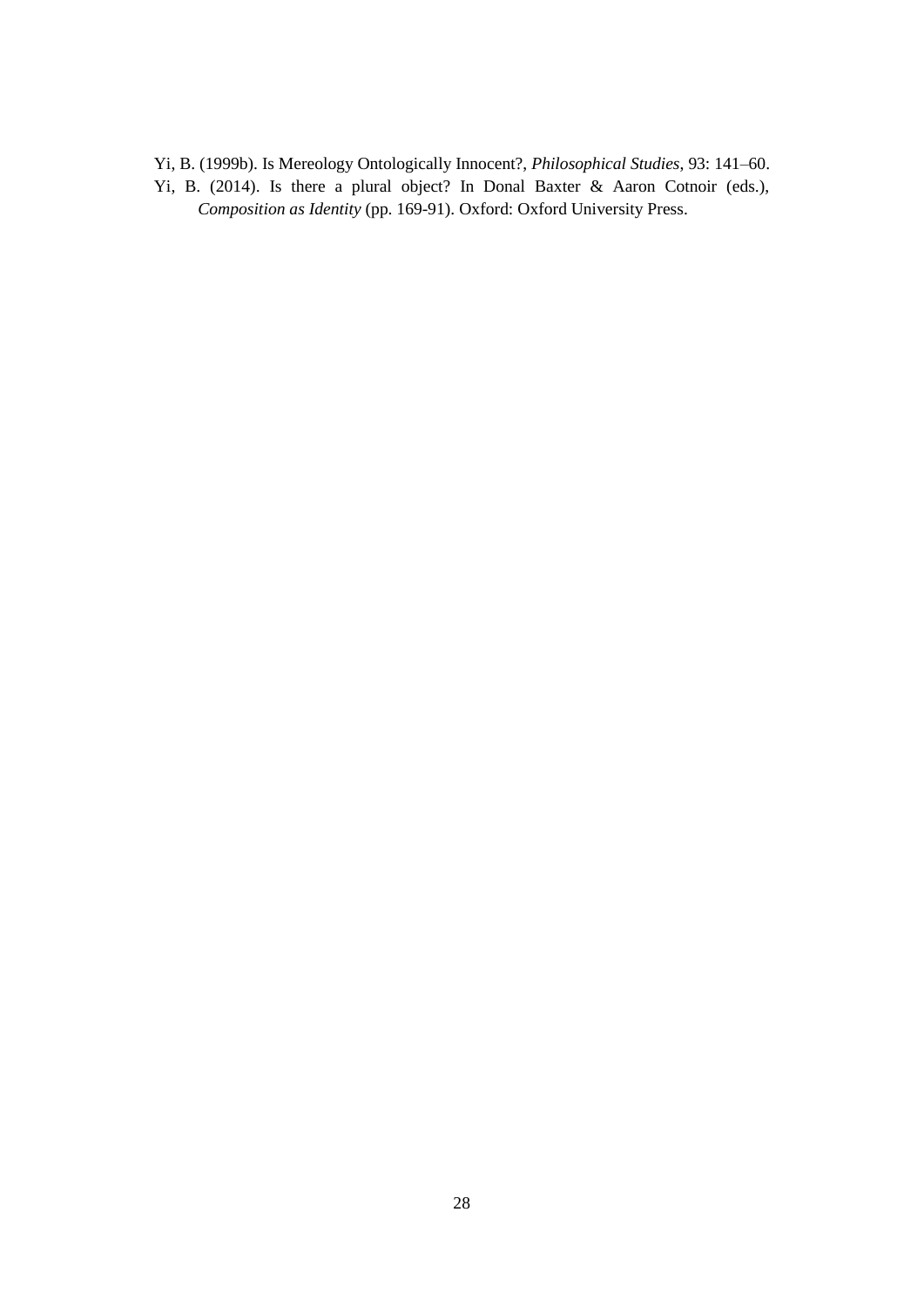Yi, B. (1999b). Is Mereology Ontologically Innocent?, *Philosophical Studies*, 93: 141–60.

Yi, B. (2014). Is there a plural object? In Donal Baxter & Aaron Cotnoir (eds.), *Composition as Identity* (pp. 169-91). Oxford: Oxford University Press.